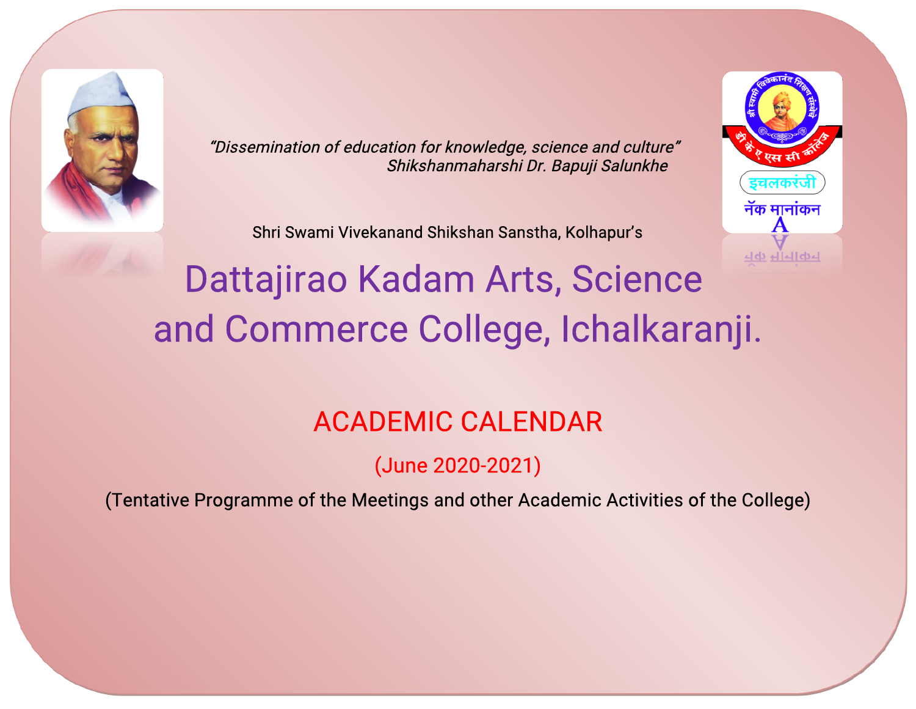*"Dissemination of education for knowledge, science and culture"*
*Shikshanmaharshi Dr. Bapuji Salunkhe*

Shri Swami Vivekanand Shikshan Sanstha, Kolhapur's

# Dattajirao Kadam Arts, Science and Commerce College, Ichalkaranji.

## ACADEMIC CALENDAR

(June 2020-2021)

(Tentative Programme of the Meetings and other Academic Activities of the College)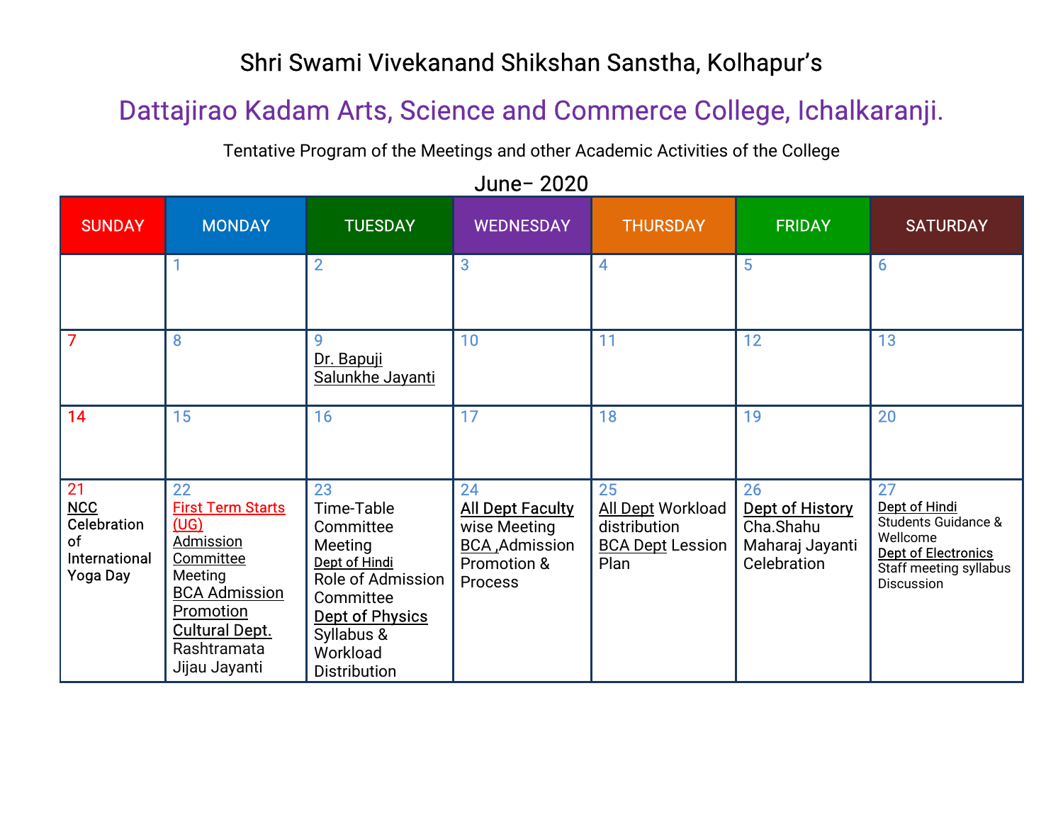Shri Swami Vivekanand Shikshan Sanstha, Kolhapur's

# Dattajirao Kadam Arts, Science and Commerce College, Ichalkaranji.

Tentative Program of the Meetings and other Academic Activities of the College

## June– 2020

| SUNDAY | MONDAY | TUESDAY | WEDNESDAY | THURSDAY | FRIDAY | SATURDAY |
|---|---|---|---|---|---|---|
| | 1 | 2 | 3 | 4 | 5 | 6 |
| 7 | 8 | 9 Dr. Bapuji Salunkhe Jayanti | 10 | 11 | 12 | 13 |
| 14 | 15 | 16 | 17 | 18 | 19 | 20 |
| 21 NCC Celebration of International Yoga Day | 22 First Term Starts (UG) Admission Committee Meeting BCA Admission Promotion Cultural Dept. Rashtramata Jijau Jayanti | 23 Time-Table Committee Meeting Dept of Hindi Role of Admission Committee Dept of Physics Syllabus & Workload Distribution | 24 All Dept Faculty wise Meeting BCA ,Admission Promotion & Process | 25 All Dept Workload distribution BCA Dept Lession Plan | 26 Dept of History Cha.Shahu Maharaj Jayanti Celebration | 27 Dept of Hindi Students Guidance & Wellcome Dept of Electronics Staff meeting syllabus Discussion |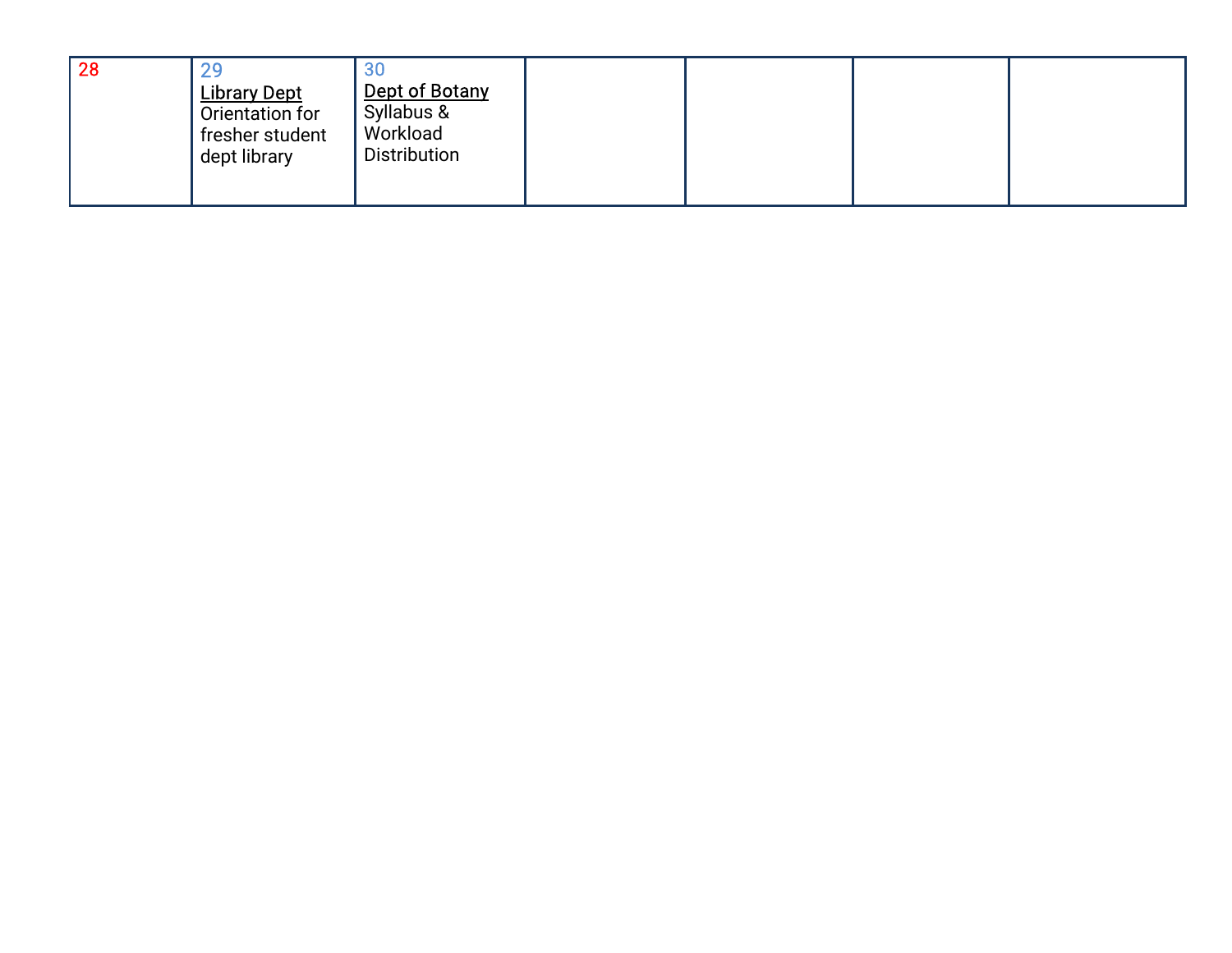| | | | | | | |
|---|---|---|---|---|---|---|
| 28 | 29<br>Library Dept<br>Orientation for fresher student dept library | 30<br>Dept of Botany<br>Syllabus & Workload Distribution | | | | |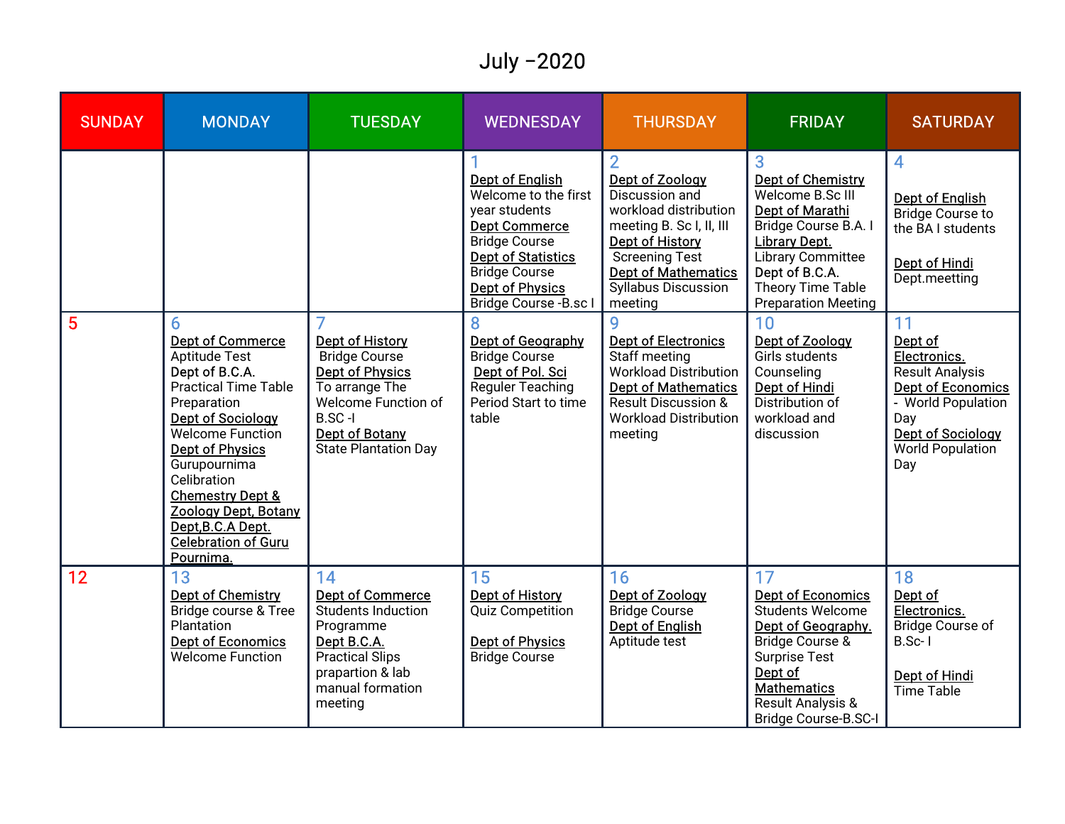# July –2020

| SUNDAY | MONDAY | TUESDAY | WEDNESDAY | THURSDAY | FRIDAY | SATURDAY |
|---|---|---|---|---|---|---|
| | | | 1<br>Dept of English<br>Welcome to the first year students<br>Dept Commerce<br>Bridge Course<br>Dept of Statistics<br>Bridge Course<br>Dept of Physics<br>Bridge Course -B.sc I | 2<br>Dept of Zoology<br>Discussion and workload distribution meeting B. Sc I, II, III<br>Dept of History<br>Screening Test<br>Dept of Mathematics<br>Syllabus Discussion meeting | 3<br>Dept of Chemistry<br>Welcome B.Sc III<br>Dept of Marathi<br>Bridge Course B.A. I<br>Library Dept.<br>Library Committee<br>Dept of B.C.A.<br>Theory Time Table Preparation Meeting | 4<br>Dept of English<br>Bridge Course to the BA I students<br><br>Dept of Hindi<br>Dept.meetting |
| 5 | 6<br>Dept of Commerce<br>Aptitude Test<br>Dept of B.C.A.<br>Practical Time Table Preparation<br>Dept of Sociology<br>Welcome Function<br>Dept of Physics<br>Gurupournima Celibration<br>Chemestry Dept & Zoology Dept, Botany Dept,B.C.A Dept. Celebration of Guru Pournima. | 7<br>Dept of History<br>Bridge Course<br>Dept of Physics<br>To arrange The Welcome Function of B.SC -I<br>Dept of Botany<br>State Plantation Day | 8<br>Dept of Geography<br>Bridge Course<br>Dept of Pol. Sci<br>Reguler Teaching Period Start to time table | 9<br>Dept of Electronics<br>Staff meeting<br>Workload Distribution<br>Dept of Mathematics<br>Result Discussion & Workload Distribution meeting | 10<br>Dept of Zoology<br>Girls students Counseling<br>Dept of Hindi<br>Distribution of workload and discussion | 11<br>Dept of Electronics.<br>Result Analysis<br>Dept of Economics<br>- World Population Day<br>Dept of Sociology<br>World Population Day |
| 12 | 13<br>Dept of Chemistry<br>Bridge course & Tree Plantation<br>Dept of Economics<br>Welcome Function | 14<br>Dept of Commerce<br>Students Induction Programme<br>Dept B.C.A.<br>Practical Slips prapartion & lab manual formation meeting | 15<br>Dept of History<br>Quiz Competition<br><br>Dept of Physics<br>Bridge Course | 16<br>Dept of Zoology<br>Bridge Course<br>Dept of English<br>Aptitude test | 17<br>Dept of Economics<br>Students Welcome<br>Dept of Geography.<br>Bridge Course & Surprise Test<br>Dept of Mathematics<br>Result Analysis & Bridge Course-B.SC-I | 18<br>Dept of Electronics.<br>Bridge Course of B.Sc- I<br><br>Dept of Hindi<br>Time Table |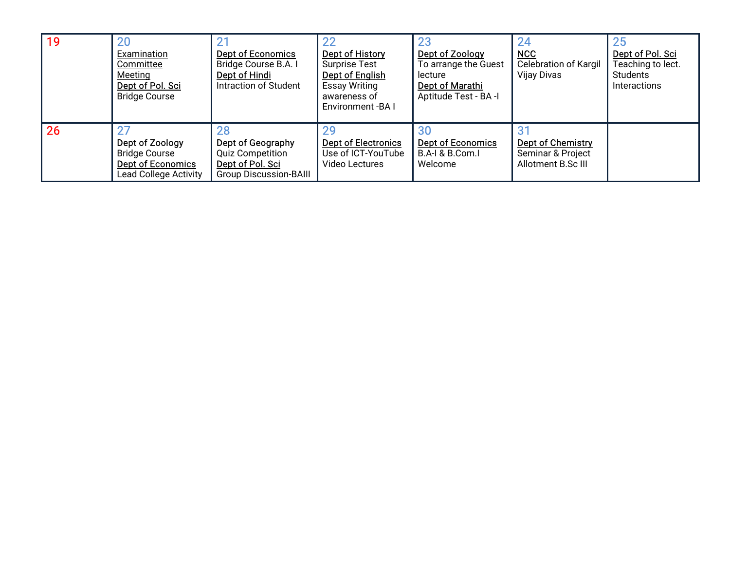| 19 | 20 | 21 | 22 | 23 | 24 | 25 |
|---|---|---|---|---|---|---|
| | Examination Committee Meeting<br>Dept of Pol. Sci<br>Bridge Course | Dept of Economics<br>Bridge Course B.A. I<br>Dept of Hindi<br>Intraction of Student | Dept of History<br>Surprise Test<br>Dept of English<br>Essay Writing awareness of Environment -BA I | Dept of Zoology<br>To arrange the Guest lecture<br>Dept of Marathi<br>Aptitude Test - BA -I | NCC<br>Celebration of Kargil Vijay Divas | Dept of Pol. Sci<br>Teaching to lect. Students Interactions |
| **26** | **27** | **28** | **29** | **30** | **31** | |
| | Dept of Zoology<br>Bridge Course<br>Dept of Economics<br>Lead College Activity | Dept of Geography<br>Quiz Competition<br>Dept of Pol. Sci<br>Group Discussion-BAIII | Dept of Electronics<br>Use of ICT-YouTube Video Lectures | Dept of Economics<br>B.A-I & B.Com.I Welcome | Dept of Chemistry<br>Seminar & Project Allotment B.Sc III | |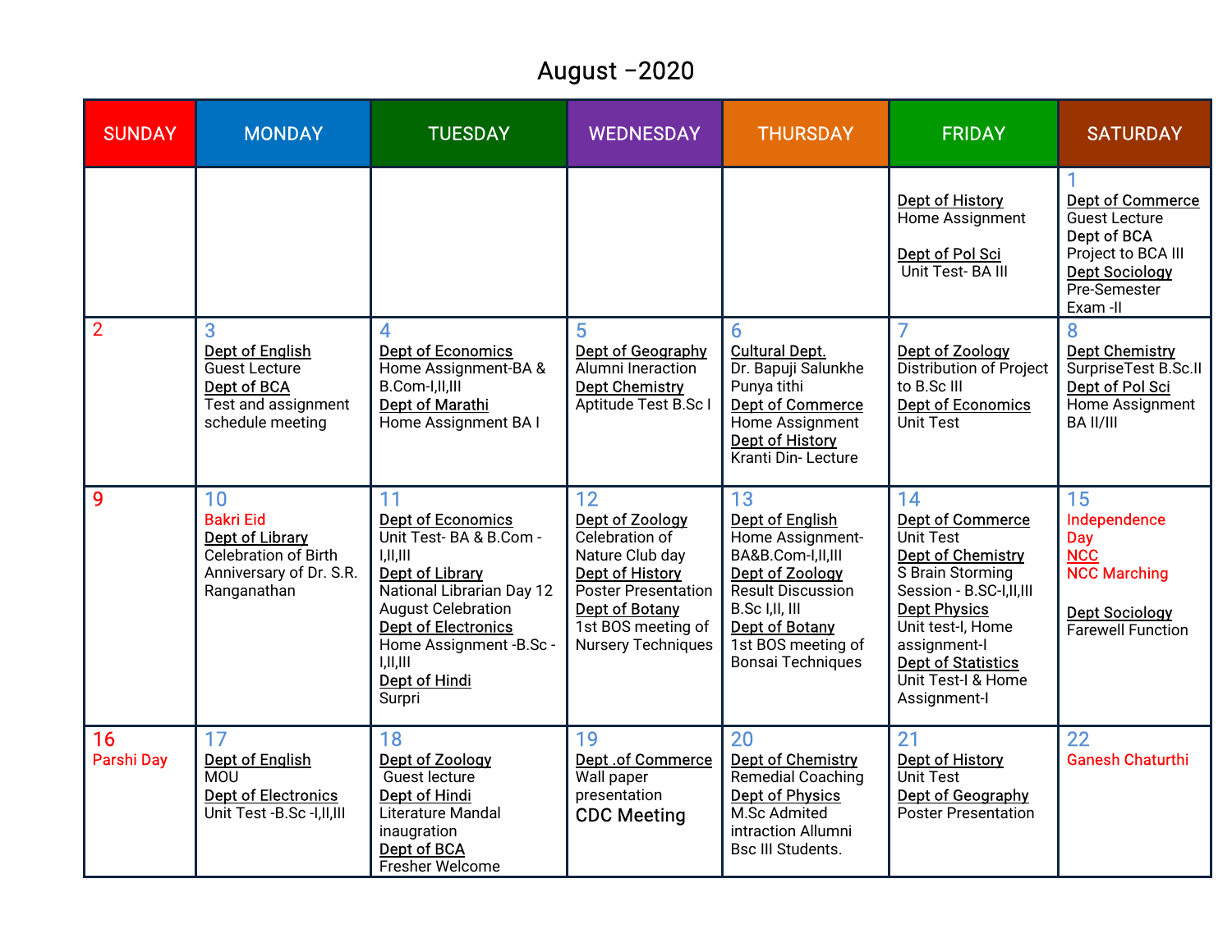# August –2020

| SUNDAY | MONDAY | TUESDAY | WEDNESDAY | THURSDAY | FRIDAY | SATURDAY |
|---|---|---|---|---|---|---|
| | | | | | Dept of History<br>Home Assignment<br><br>Dept of Pol Sci<br>Unit Test- BA III | 1<br>Dept of Commerce<br>Guest Lecture<br>Dept of BCA<br>Project to BCA III<br>Dept Sociology<br>Pre-Semester Exam -II |
| 2 | 3<br>Dept of English<br>Guest Lecture<br>Dept of BCA<br>Test and assignment schedule meeting | 4<br>Dept of Economics<br>Home Assignment-BA & B.Com-I,II,III<br>Dept of Marathi<br>Home Assignment BA I | 5<br>Dept of Geography<br>Alumni Ineraction<br>Dept Chemistry<br>Aptitude Test B.Sc I | 6<br>Cultural Dept.<br>Dr. Bapuji Salunkhe Punya tithi<br>Dept of Commerce<br>Home Assignment<br>Dept of History<br>Kranti Din- Lecture | 7<br>Dept of Zoology<br>Distribution of Project to B.Sc III<br>Dept of Economics<br>Unit Test | 8<br>Dept Chemistry<br>SurpriseTest B.Sc.II<br>Dept of Pol Sci<br>Home Assignment BA II/III |
| 9 | 10<br>Bakri Eid<br>Dept of Library<br>Celebration of Birth Anniversary of Dr. S.R. Ranganathan | 11<br>Dept of Economics<br>Unit Test- BA & B.Com -I,II,III<br>Dept of Library<br>National Librarian Day 12 August Celebration<br>Dept of Electronics<br>Home Assignment -B.Sc -I,II,III<br>Dept of Hindi<br>Surpri | 12<br>Dept of Zoology<br>Celebration of Nature Club day<br>Dept of History<br>Poster Presentation<br>Dept of Botany<br>1st BOS meeting of Nursery Techniques | 13<br>Dept of English<br>Home Assignment-BA&B.Com-I,II,III<br>Dept of Zoology<br>Result Discussion B.Sc I,II, III<br>Dept of Botany<br>1st BOS meeting of Bonsai Techniques | 14<br>Dept of Commerce<br>Unit Test<br>Dept of Chemistry<br>S Brain Storming Session - B.SC-I,II,III<br>Dept Physics<br>Unit test-I, Home assignment-I<br>Dept of Statistics<br>Unit Test-I & Home Assignment-I | 15<br>Independence Day<br>NCC<br>NCC Marching<br><br>Dept Sociology<br>Farewell Function |
| 16<br>Parshi Day | 17<br>Dept of English<br>MOU<br>Dept of Electronics<br>Unit Test -B.Sc -I,II,III | 18<br>Dept of Zoology<br>Guest lecture<br>Dept of Hindi<br>Literature Mandal inaugration<br>Dept of BCA<br>Fresher Welcome | 19<br>Dept .of Commerce<br>Wall paper presentation<br>CDC Meeting | 20<br>Dept of Chemistry<br>Remedial Coaching<br>Dept of Physics<br>M.Sc Admited intraction Allumni Bsc III Students. | 21<br>Dept of History<br>Unit Test<br>Dept of Geography<br>Poster Presentation | 22<br>Ganesh Chaturthi |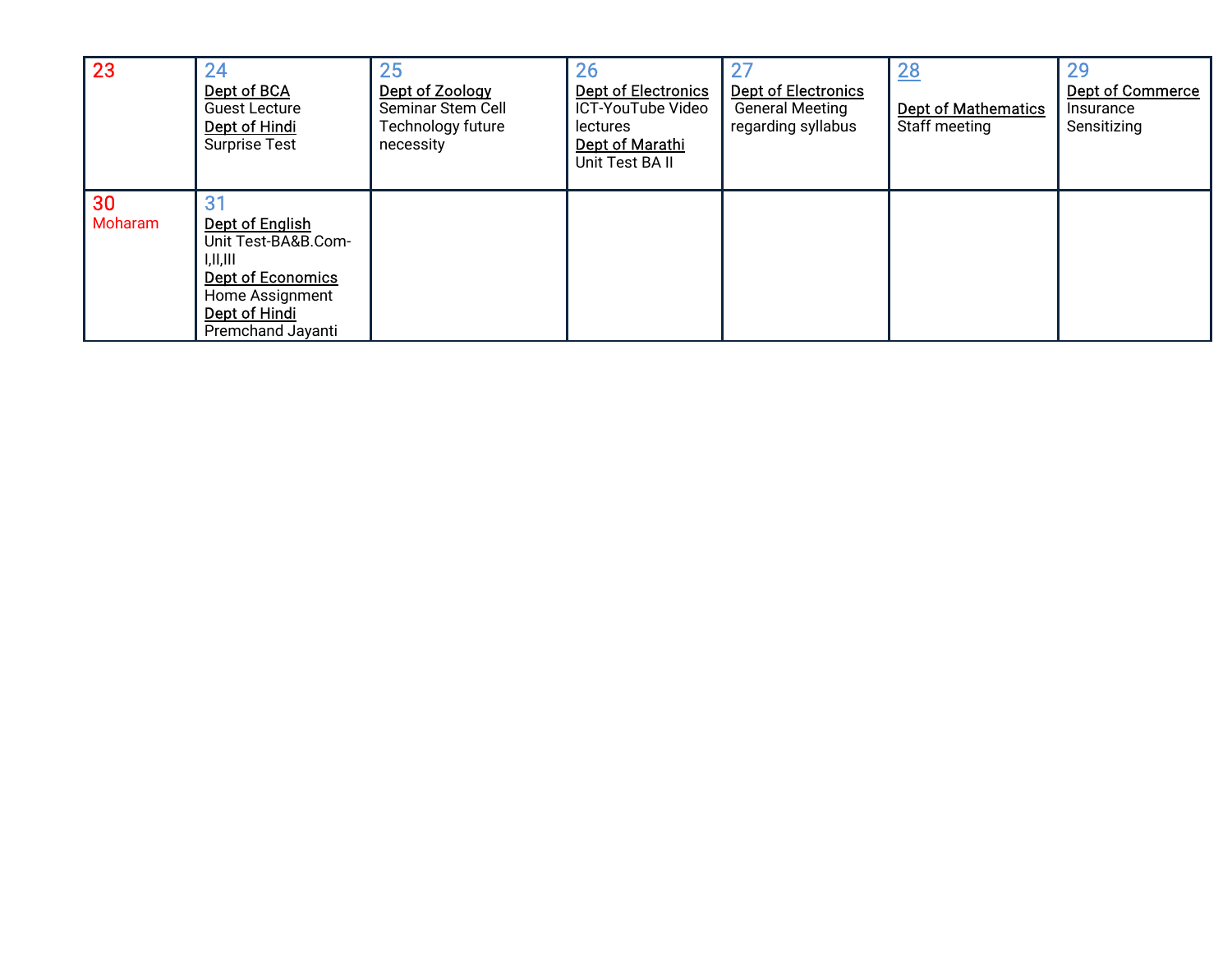| 23 | 24<br>Dept of BCA<br>Guest Lecture<br>Dept of Hindi<br>Surprise Test | 25<br>Dept of Zoology<br>Seminar Stem Cell Technology future necessity | 26<br>Dept of Electronics<br>ICT-YouTube Video lectures<br>Dept of Marathi<br>Unit Test BA II | 27<br>Dept of Electronics<br>General Meeting regarding syllabus | 28<br>Dept of Mathematics<br>Staff meeting | 29<br>Dept of Commerce<br>Insurance Sensitizing |
|---|---|---|---|---|---|---|
| 30<br>Moharam | 31<br>Dept of English<br>Unit Test-BA&B.Com-I,II,III<br>Dept of Economics<br>Home Assignment<br>Dept of Hindi<br>Premchand Jayanti | | | | | |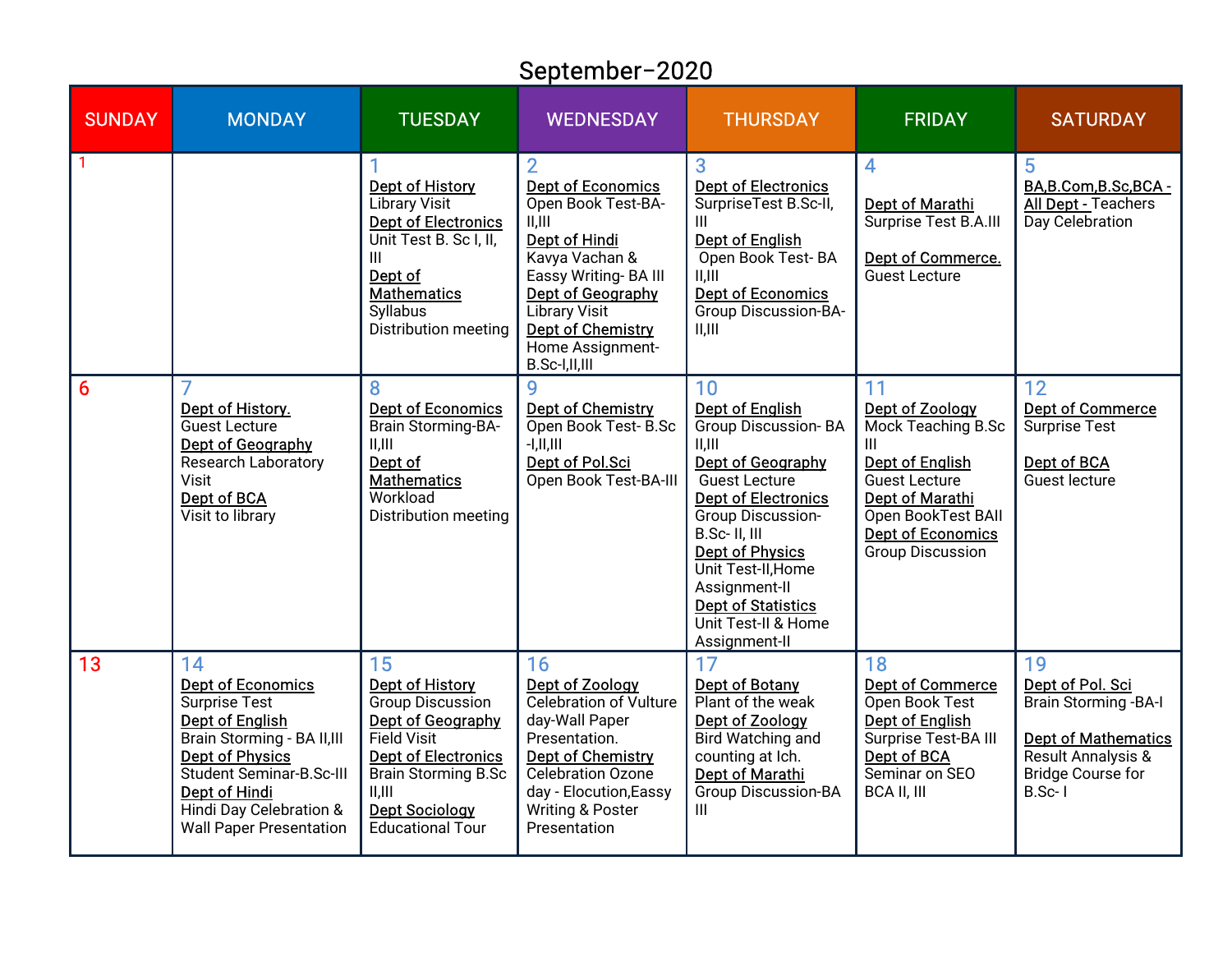# September–2020

| SUNDAY | MONDAY | TUESDAY | WEDNESDAY | THURSDAY | FRIDAY | SATURDAY |
|---|---|---|---|---|---|---|
| 1 | | 1<br>Dept of History<br>Library Visit<br>Dept of Electronics<br>Unit Test B. Sc I, II, III<br>Dept of Mathematics<br>Syllabus Distribution meeting | 2<br>Dept of Economics<br>Open Book Test-BA-II,III<br>Dept of Hindi<br>Kavya Vachan & Eassy Writing- BA III<br>Dept of Geography<br>Library Visit<br>Dept of Chemistry<br>Home Assignment-B.Sc-I,II,III | 3<br>Dept of Electronics<br>SurpriseTest B.Sc-II, III<br>Dept of English<br>Open Book Test- BA II,III<br>Dept of Economics<br>Group Discussion-BA-II,III | 4<br>Dept of Marathi<br>Surprise Test B.A.III<br><br>Dept of Commerce.<br>Guest Lecture | 5<br>BA,B.Com,B.Sc,BCA - All Dept - Teachers Day Celebration |
| 6 | 7<br>Dept of History.<br>Guest Lecture<br>Dept of Geography<br>Research Laboratory Visit<br>Dept of BCA<br>Visit to library | 8<br>Dept of Economics<br>Brain Storming-BA-II,III<br>Dept of Mathematics<br>Workload Distribution meeting | 9<br>Dept of Chemistry<br>Open Book Test- B.Sc -I,II,III<br>Dept of Pol.Sci<br>Open Book Test-BA-III | 10<br>Dept of English<br>Group Discussion- BA II,III<br>Dept of Geography<br>Guest Lecture<br>Dept of Electronics<br>Group Discussion-B.Sc- II, III<br>Dept of Physics<br>Unit Test-II,Home Assignment-II<br>Dept of Statistics<br>Unit Test-II & Home Assignment-II | 11<br>Dept of Zoology<br>Mock Teaching B.Sc III<br>Dept of English<br>Guest Lecture<br>Dept of Marathi<br>Open BookTest BAII<br>Dept of Economics<br>Group Discussion | 12<br>Dept of Commerce<br>Surprise Test<br><br>Dept of BCA<br>Guest lecture |
| 13 | 14<br>Dept of Economics<br>Surprise Test<br>Dept of English<br>Brain Storming - BA II,III<br>Dept of Physics<br>Student Seminar-B.Sc-III<br>Dept of Hindi<br>Hindi Day Celebration & Wall Paper Presentation | 15<br>Dept of History<br>Group Discussion<br>Dept of Geography<br>Field Visit<br>Dept of Electronics<br>Brain Storming B.Sc II,III<br>Dept Sociology<br>Educational Tour | 16<br>Dept of Zoology<br>Celebration of Vulture day-Wall Paper Presentation.<br>Dept of Chemistry<br>Celebration Ozone day - Elocution,Easy Writing & Poster Presentation | 17<br>Dept of Botany<br>Plant of the weak<br>Dept of Zoology<br>Bird Watching and counting at Ich.<br>Dept of Marathi<br>Group Discussion-BA III | 18<br>Dept of Commerce<br>Open Book Test<br>Dept of English<br>Surprise Test-BA III<br>Dept of BCA<br>Seminar on SEO BCA II, III | 19<br>Dept of Pol. Sci<br>Brain Storming -BA-I<br><br>Dept of Mathematics<br>Result Annalysis & Bridge Course for B.Sc- I |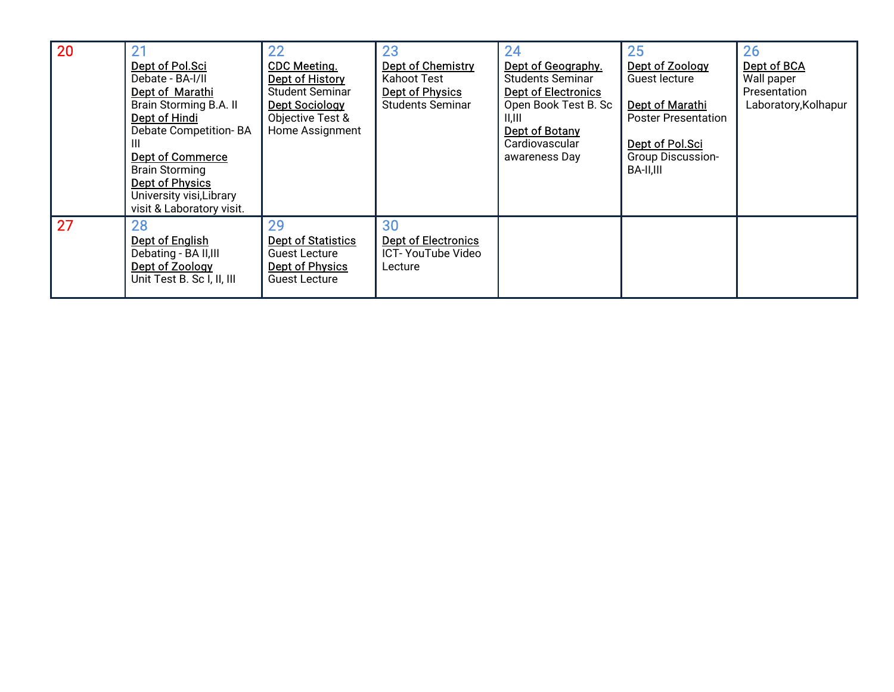| 20 | 21 | 22 | 23 | 24 | 25 | 26 |
|---|---|---|---|---|---|---|
| | Dept of Pol.Sci<br>Debate - BA-I/II<br>Dept of Marathi<br>Brain Storming B.A. II<br>Dept of Hindi<br>Debate Competition- BA III<br>Dept of Commerce<br>Brain Storming<br>Dept of Physics<br>University visi,Library visit & Laboratory visit. | CDC Meeting.<br>Dept of History<br>Student Seminar<br>Dept Sociology<br>Objective Test & Home Assignment | Dept of Chemistry<br>Kahoot Test<br>Dept of Physics<br>Students Seminar | Dept of Geography.<br>Students Seminar<br>Dept of Electronics<br>Open Book Test B. Sc II,III<br>Dept of Botany<br>Cardiovascular awareness Day | Dept of Zoology<br>Guest lecture<br><br>Dept of Marathi<br>Poster Presentation<br><br>Dept of Pol.Sci<br>Group Discussion- BA-II,III | Dept of BCA<br>Wall paper Presentation<br>Laboratory,Kolhapur |
| 27 | 28<br>Dept of English<br>Debating - BA II,III<br>Dept of Zoology<br>Unit Test B. Sc I, II, III | 29<br>Dept of Statistics<br>Guest Lecture<br>Dept of Physics<br>Guest Lecture | 30<br>Dept of Electronics<br>ICT- YouTube Video Lecture | | | |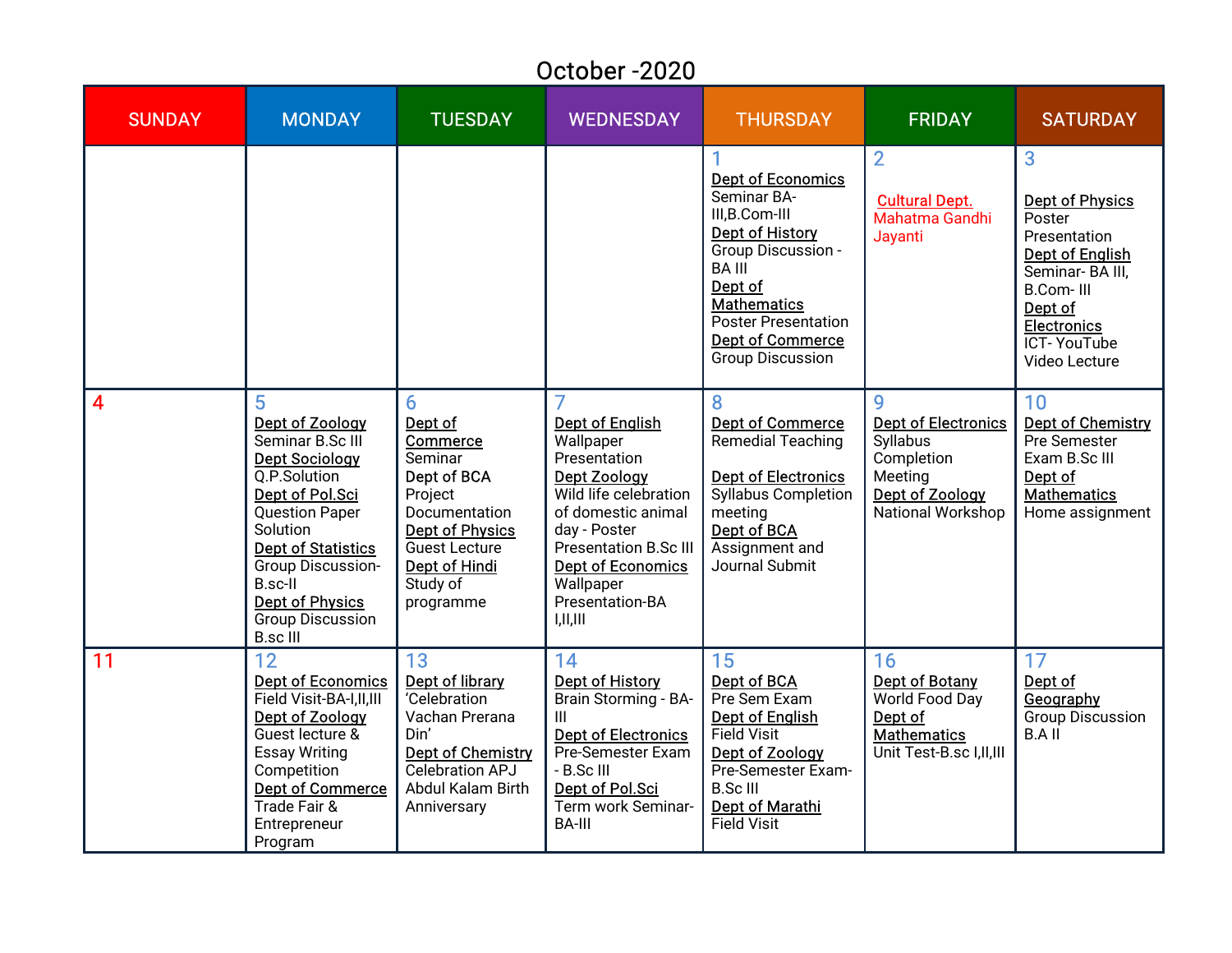# October -2020

| SUNDAY | MONDAY | TUESDAY | WEDNESDAY | THURSDAY | FRIDAY | SATURDAY |
|---|---|---|---|---|---|---|
| | | | | 1 Dept of Economics Seminar BA-III,B.Com-III Dept of History Group Discussion - BA III Dept of Mathematics Poster Presentation Dept of Commerce Group Discussion | 2 Cultural Dept. Mahatma Gandhi Jayanti | 3 Dept of Physics Poster Presentation Dept of English Seminar- BA III, B.Com- III Dept of Electronics ICT- YouTube Video Lecture |
| 4 | 5 Dept of Zoology Seminar B.Sc III Dept Sociology Q.P.Solution Dept of Pol.Sci Question Paper Solution Dept of Statistics Group Discussion-B.sc-II Dept of Physics Group Discussion B.sc III | 6 Dept of Commerce Seminar Dept of BCA Project Documentation Dept of Physics Guest Lecture Dept of Hindi Study of programme | 7 Dept of English Wallpaper Presentation Dept Zoology Wild life celebration of domestic animal day - Poster Presentation B.Sc III Dept of Economics Wallpaper Presentation-BA I,II,III | 8 Dept of Commerce Remedial Teaching Dept of Electronics Syllabus Completion meeting Dept of BCA Assignment and Journal Submit | 9 Dept of Electronics Syllabus Completion Meeting Dept of Zoology National Workshop | 10 Dept of Chemistry Pre Semester Exam B.Sc III Dept of Mathematics Home assignment |
| 11 | 12 Dept of Economics Field Visit-BA-I,II,III Dept of Zoology Guest lecture & Essay Writing Competition Dept of Commerce Trade Fair & Entrepreneur Program | 13 Dept of library 'Celebration Vachan Prerana Din' Dept of Chemistry Celebration APJ Abdul Kalam Birth Anniversary | 14 Dept of History Brain Storming - BA-III Dept of Electronics Pre-Semester Exam - B.Sc III Dept of Pol.Sci Term work Seminar-BA-III | 15 Dept of BCA Pre Sem Exam Dept of English Field Visit Dept of Zoology Pre-Semester Exam-B.Sc III Dept of Marathi Field Visit | 16 Dept of Botany World Food Day Dept of Mathematics Unit Test-B.sc I,II,III | 17 Dept of Geography Group Discussion B.A II |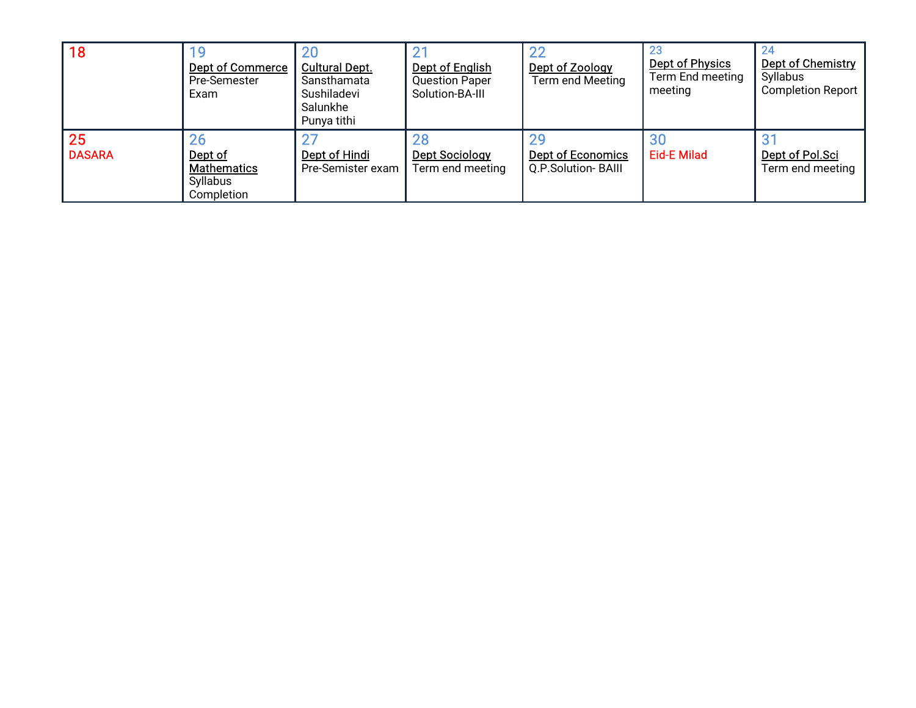| 18 | 19 | 20 | 21 | 22 | 23 | 24 |
|---|---|---|---|---|---|---|
| | Dept of Commerce<br>Pre-Semester Exam | Cultural Dept.<br>Sansthamata Sushiladevi Salunkhe Punya tithi | Dept of English<br>Question Paper Solution-BA-III | Dept of Zoology<br>Term end Meeting | Dept of Physics<br>Term End meeting meeting | Dept of Chemistry<br>Syllabus Completion Report |
| 25<br>DASARA | 26<br>Dept of Mathematics<br>Syllabus Completion | 27<br>Dept of Hindi<br>Pre-Semister exam | 28<br>Dept Sociology<br>Term end meeting | 29<br>Dept of Economics<br>Q.P.Solution- BAIII | 30<br>Eid-E Milad | 31<br>Dept of Pol.Sci<br>Term end meeting |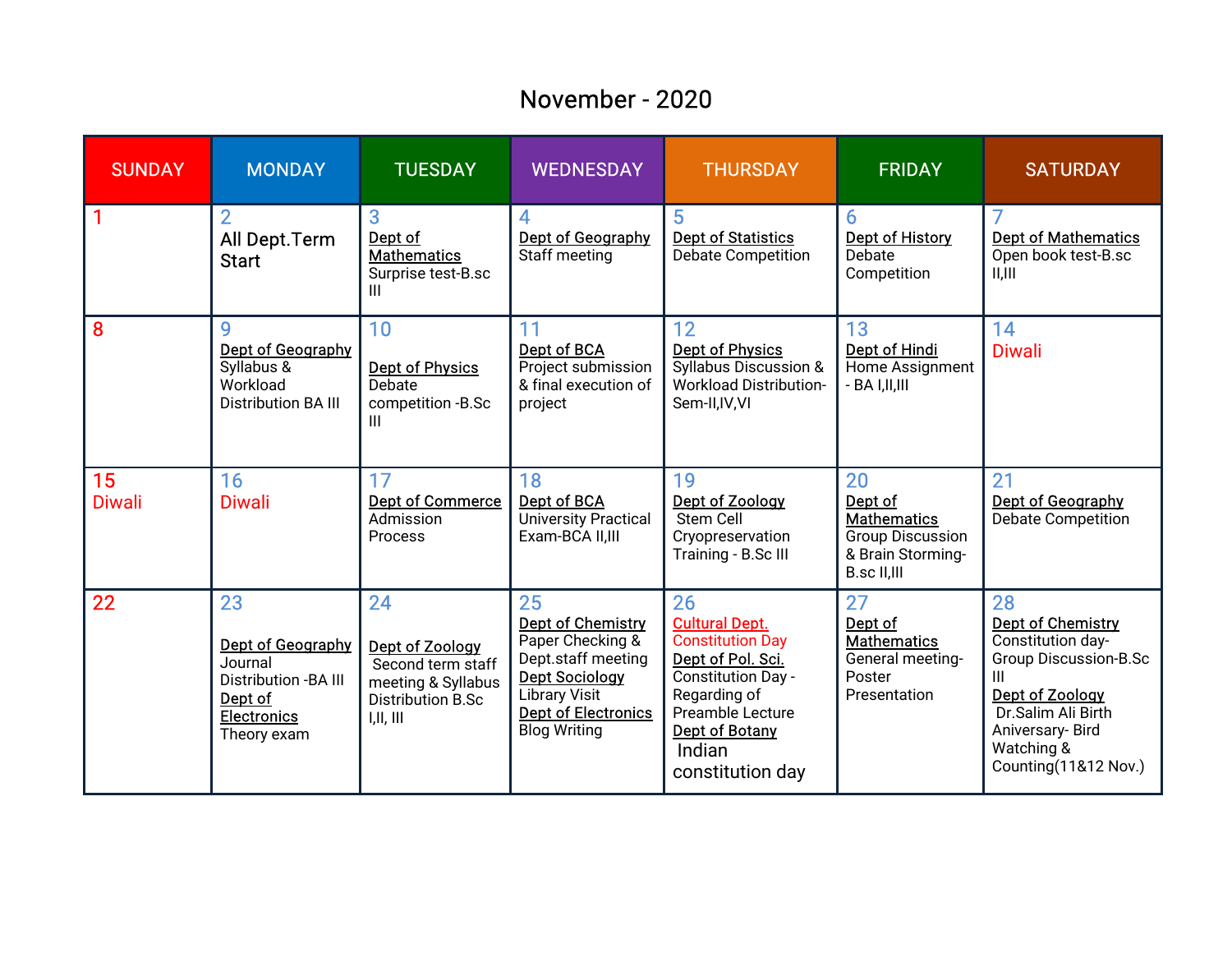# November - 2020

| SUNDAY | MONDAY | TUESDAY | WEDNESDAY | THURSDAY | FRIDAY | SATURDAY |
|---|---|---|---|---|---|---|
| 1 | 2<br>All Dept.Term Start | 3<br>Dept of Mathematics<br>Surprise test-B.sc III | 4<br>Dept of Geography<br>Staff meeting | 5<br>Dept of Statistics<br>Debate Competition | 6<br>Dept of History<br>Debate Competition | 7<br>Dept of Mathematics<br>Open book test-B.sc II,III |
| 8 | 9<br>Dept of Geography<br>Syllabus & Workload Distribution BA III | 10<br>Dept of Physics<br>Debate competition -B.Sc III | 11<br>Dept of BCA<br>Project submission & final execution of project | 12<br>Dept of Physics<br>Syllabus Discussion & Workload Distribution-Sem-II,IV,VI | 13<br>Dept of Hindi<br>Home Assignment - BA I,II,III | 14<br>Diwali |
| 15<br>Diwali | 16<br>Diwali | 17<br>Dept of Commerce<br>Admission Process | 18<br>Dept of BCA<br>University Practical Exam-BCA II,III | 19<br>Dept of Zoology<br>Stem Cell Cryopreservation Training - B.Sc III | 20<br>Dept of Mathematics<br>Group Discussion & Brain Storming-B.sc II,III | 21<br>Dept of Geography<br>Debate Competition |
| 22 | 23<br>Dept of Geography<br>Journal Distribution -BA III<br>Dept of Electronics<br>Theory exam | 24<br>Dept of Zoology<br>Second term staff meeting & Syllabus Distribution B.Sc I,II, III | 25<br>Dept of Chemistry<br>Paper Checking & Dept.staff meeting<br>Dept Sociology<br>Library Visit<br>Dept of Electronics<br>Blog Writing | 26<br>Cultural Dept.<br>Constitution Day<br>Dept of Pol. Sci.<br>Constitution Day - Regarding of Preamble Lecture<br>Dept of Botany<br>Indian constitution day | 27<br>Dept of Mathematics<br>General meeting-Poster Presentation | 28<br>Dept of Chemistry<br>Constitution day-Group Discussion-B.Sc III<br>Dept of Zoology<br>Dr.Salim Ali Birth Aniversary- Bird Watching & Counting(11&12 Nov.) |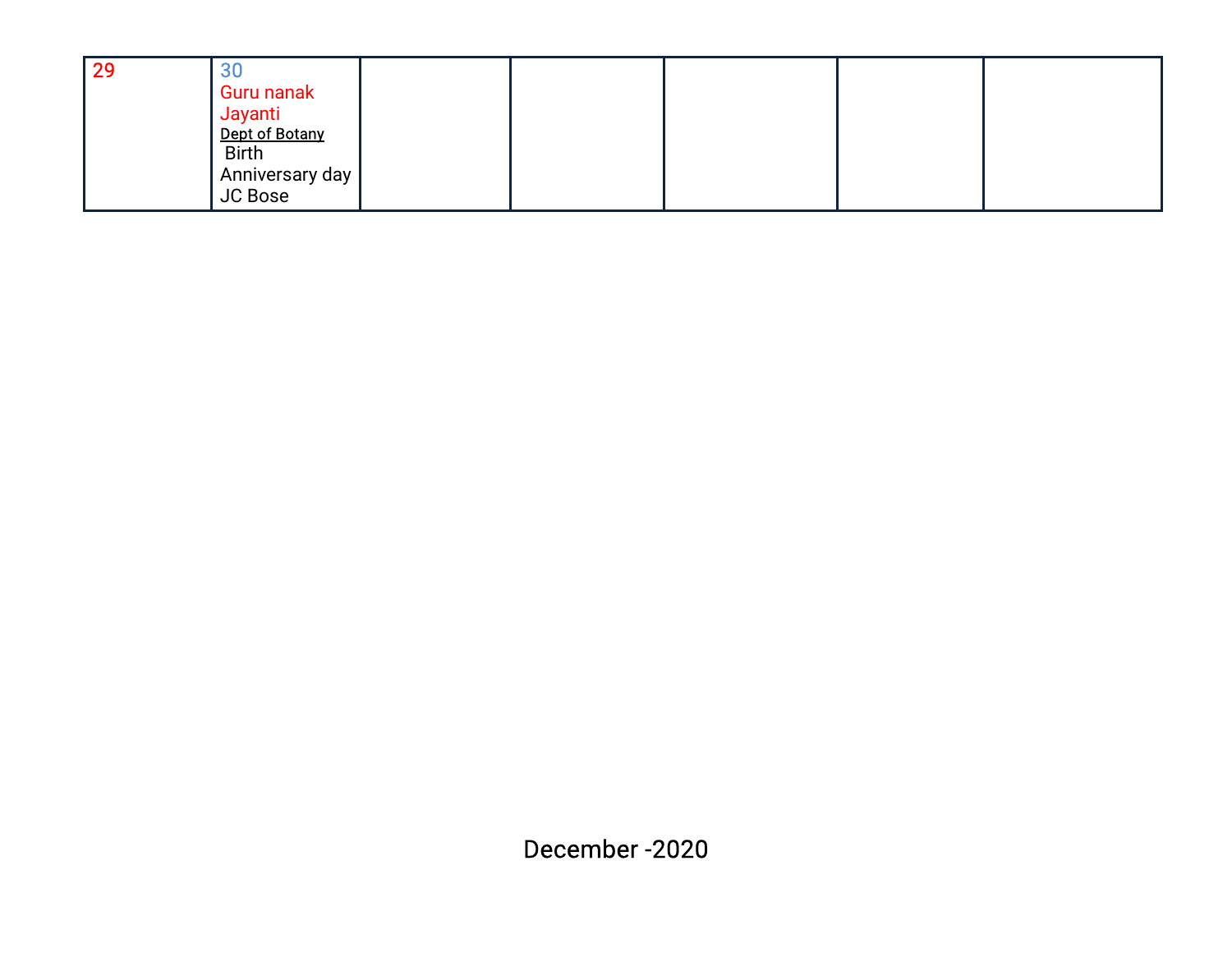| 29 | 30<br>Guru nanak Jayanti<br>Dept of Botany<br>Birth Anniversary day JC Bose | | | | | |
|---|---|---|---|---|---|---|

December -2020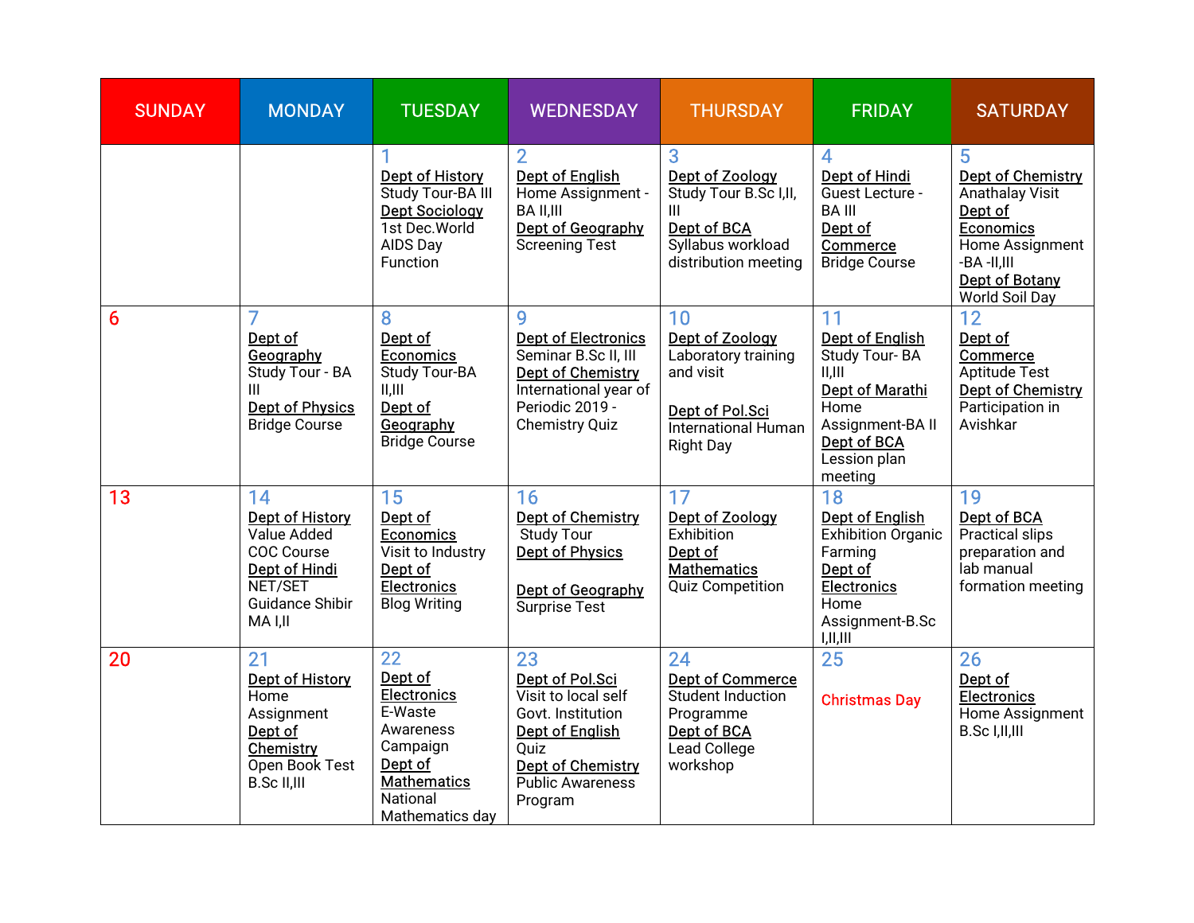| SUNDAY | MONDAY | TUESDAY | WEDNESDAY | THURSDAY | FRIDAY | SATURDAY |
|---|---|---|---|---|---|---|
| | | 1<br>Dept of History<br>Study Tour-BA III<br>Dept Sociology<br>1st Dec.World AIDS Day Function | 2<br>Dept of English<br>Home Assignment - BA II,III<br>Dept of Geography<br>Screening Test | 3<br>Dept of Zoology<br>Study Tour B.Sc I,II, III<br>Dept of BCA<br>Syllabus workload distribution meeting | 4<br>Dept of Hindi<br>Guest Lecture - BA III<br>Dept of Commerce<br>Bridge Course | 5<br>Dept of Chemistry<br>Anathalay Visit<br>Dept of Economics<br>Home Assignment -BA -II,III<br>Dept of Botany<br>World Soil Day |
| 6 | 7<br>Dept of Geography<br>Study Tour - BA III<br>Dept of Physics<br>Bridge Course | 8<br>Dept of Economics<br>Study Tour-BA II,III<br>Dept of Geography<br>Bridge Course | 9<br>Dept of Electronics<br>Seminar B.Sc II, III<br>Dept of Chemistry<br>International year of Periodic 2019 - Chemistry Quiz | 10<br>Dept of Zoology<br>Laboratory training and visit<br>Dept of Pol.Sci<br>International Human Right Day | 11<br>Dept of English<br>Study Tour- BA II,III<br>Dept of Marathi<br>Home Assignment-BA II<br>Dept of BCA<br>Lession plan meeting | 12<br>Dept of Commerce<br>Aptitude Test<br>Dept of Chemistry<br>Participation in Avishkar |
| 13 | 14<br>Dept of History<br>Value Added COC Course<br>Dept of Hindi<br>NET/SET Guidance Shibir MA I,II | 15<br>Dept of Economics<br>Visit to Industry<br>Dept of Electronics<br>Blog Writing | 16<br>Dept of Chemistry<br>Study Tour<br>Dept of Physics<br>Dept of Geography<br>Surprise Test | 17<br>Dept of Zoology<br>Exhibition<br>Dept of Mathematics<br>Quiz Competition | 18<br>Dept of English<br>Exhibition Organic Farming<br>Dept of Electronics<br>Home Assignment-B.Sc I,II,III | 19<br>Dept of BCA<br>Practical slips preparation and lab manual formation meeting |
| 20 | 21<br>Dept of History<br>Home Assignment<br>Dept of Chemistry<br>Open Book Test B.Sc II,III | 22<br>Dept of Electronics<br>E-Waste Awareness Campaign<br>Dept of Mathematics<br>National Mathematics day | 23<br>Dept of Pol.Sci<br>Visit to local self Govt. Institution<br>Dept of English<br>Quiz<br>Dept of Chemistry<br>Public Awareness Program | 24<br>Dept of Commerce<br>Student Induction Programme<br>Dept of BCA<br>Lead College workshop | 25<br>Christmas Day | 26<br>Dept of Electronics<br>Home Assignment B.Sc I,II,III |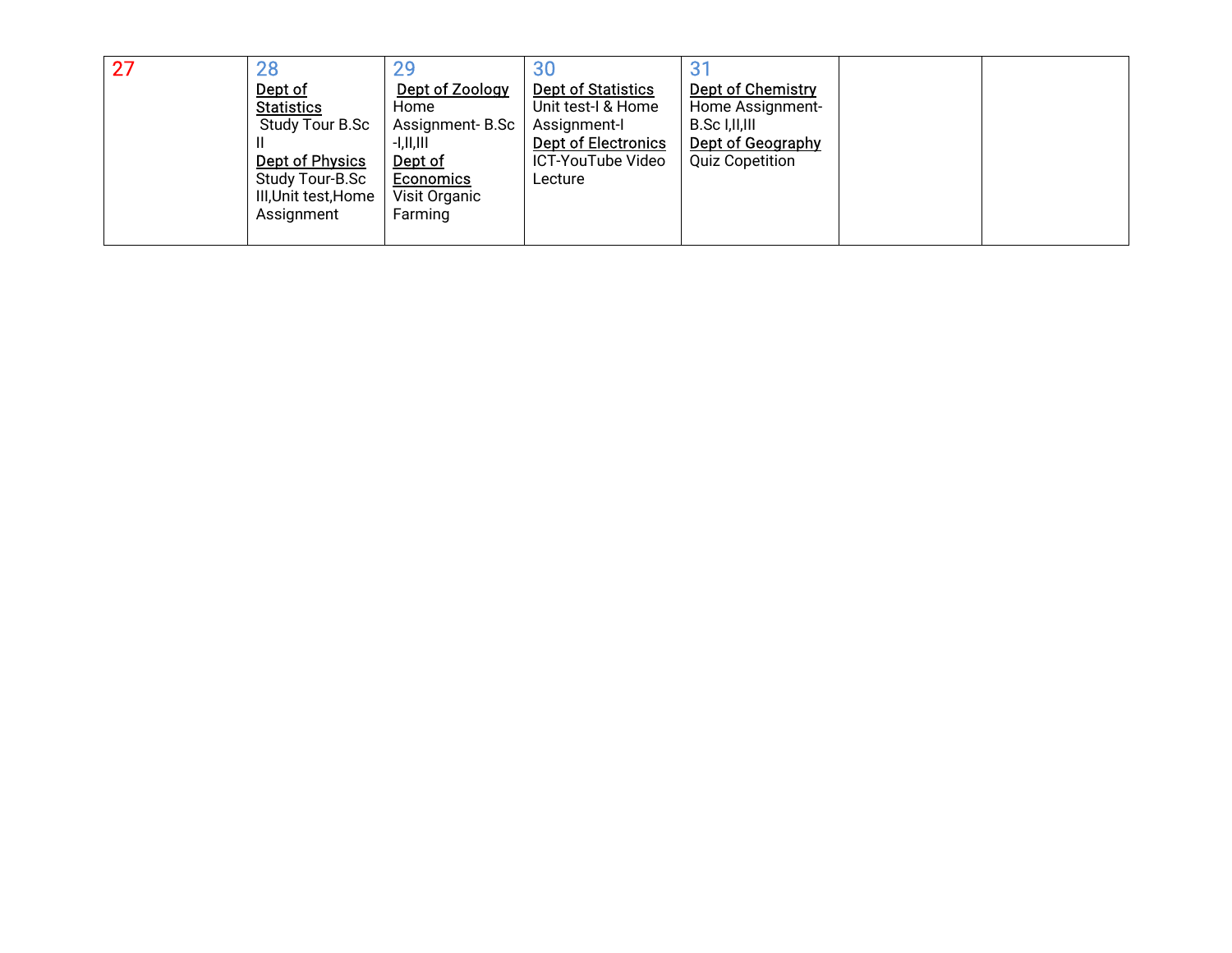| 27 | 28<br>Dept of Statistics<br>Study Tour B.Sc II<br>Dept of Physics<br>Study Tour-B.Sc III,Unit test,Home Assignment | 29<br>Dept of Zoology<br>Home Assignment- B.Sc -I,II,III<br>Dept of Economics<br>Visit Organic Farming | 30<br>Dept of Statistics<br>Unit test-I & Home Assignment-I<br>Dept of Electronics<br>ICT-YouTube Video Lecture | 31<br>Dept of Chemistry<br>Home Assignment-B.Sc I,II,III<br>Dept of Geography<br>Quiz Copetition | | |
|---|---|---|---|---|---|---|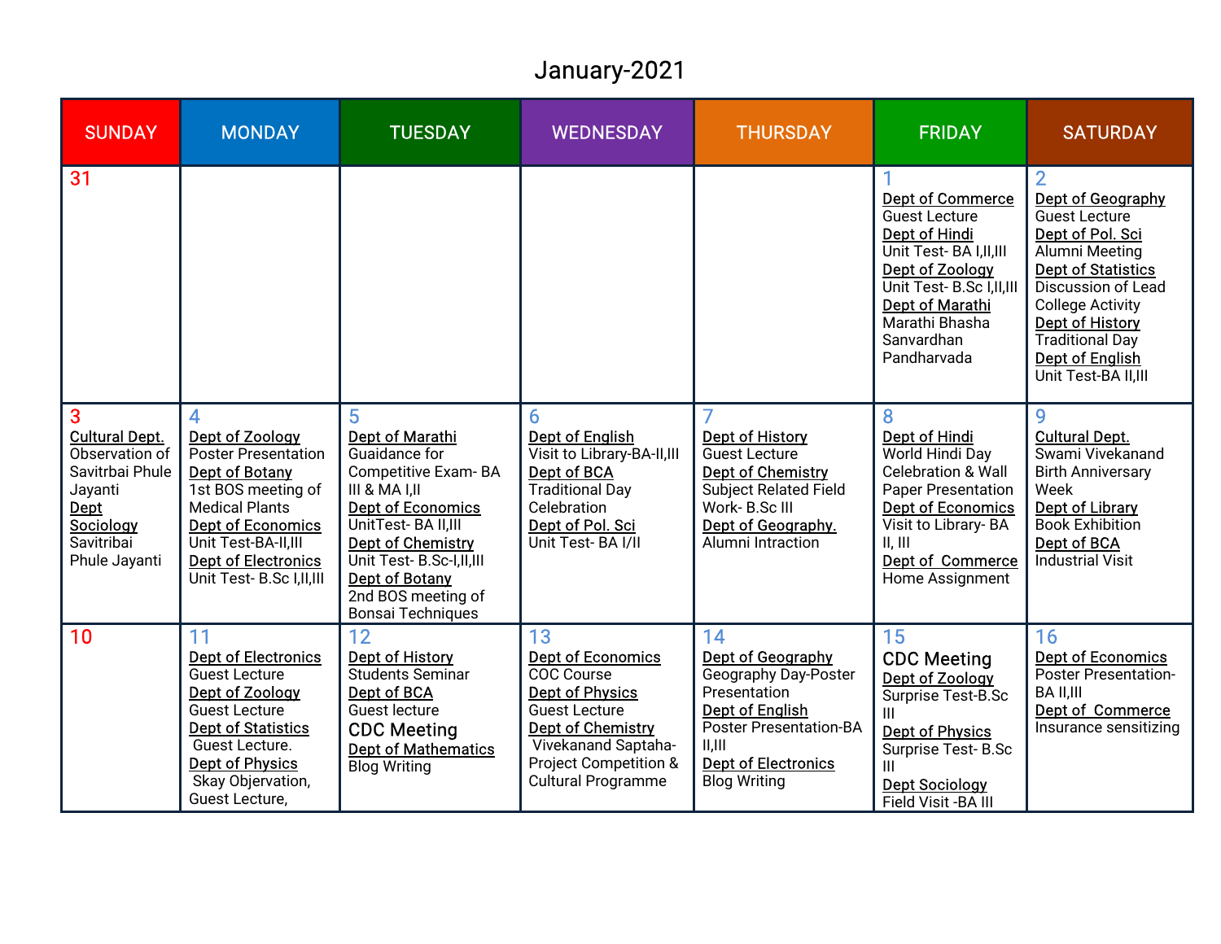# January-2021

| SUNDAY | MONDAY | TUESDAY | WEDNESDAY | THURSDAY | FRIDAY | SATURDAY |
|---|---|---|---|---|---|---|
| 31 | | | | | 1<br>Dept of Commerce<br>Guest Lecture<br>Dept of Hindi<br>Unit Test- BA I,II,III<br>Dept of Zoology<br>Unit Test- B.Sc I,II,III<br>Dept of Marathi<br>Marathi Bhasha Sanvardhan Pandharvada | 2<br>Dept of Geography<br>Guest Lecture<br>Dept of Pol. Sci<br>Alumni Meeting<br>Dept of Statistics<br>Discussion of Lead College Activity<br>Dept of History<br>Traditional Day<br>Dept of English<br>Unit Test-BA II,III |
| 3<br>Cultural Dept.<br>Observation of Savitrbai Phule Jayanti<br>Dept Sociology<br>Savitribai Phule Jayanti | 4<br>Dept of Zoology<br>Poster Presentation<br>Dept of Botany<br>1st BOS meeting of Medical Plants<br>Dept of Economics<br>Unit Test-BA-II,III<br>Dept of Electronics<br>Unit Test- B.Sc I,II,III | 5<br>Dept of Marathi<br>Guaidance for Competitive Exam- BA III & MA I,II<br>Dept of Economics<br>UnitTest- BA II,III<br>Dept of Chemistry<br>Unit Test- B.Sc-I,II,III<br>Dept of Botany<br>2nd BOS meeting of Bonsai Techniques | 6<br>Dept of English<br>Visit to Library-BA-II,III<br>Dept of BCA<br>Traditional Day Celebration<br>Dept of Pol. Sci<br>Unit Test- BA I/II | 7<br>Dept of History<br>Guest Lecture<br>Dept of Chemistry<br>Subject Related Field Work- B.Sc III<br>Dept of Geography.<br>Alumni Intraction | 8<br>Dept of Hindi<br>World Hindi Day Celebration & Wall Paper Presentation<br>Dept of Economics<br>Visit to Library- BA II, III<br>Dept of Commerce<br>Home Assignment | 9<br>Cultural Dept.<br>Swami Vivekanand Birth Anniversary Week<br>Dept of Library<br>Book Exhibition<br>Dept of BCA<br>Industrial Visit |
| 10 | 11<br>Dept of Electronics<br>Guest Lecture<br>Dept of Zoology<br>Guest Lecture<br>Dept of Statistics<br>Guest Lecture.<br>Dept of Physics<br>Skay Objervation, Guest Lecture, | 12<br>Dept of History<br>Students Seminar<br>Dept of BCA<br>Guest lecture<br>CDC Meeting<br>Dept of Mathematics<br>Blog Writing | 13<br>Dept of Economics<br>COC Course<br>Dept of Physics<br>Guest Lecture<br>Dept of Chemistry<br>Vivekanand Saptaha- Project Competition & Cultural Programme | 14<br>Dept of Geography<br>Geography Day-Poster Presentation<br>Dept of English<br>Poster Presentation-BA II,III<br>Dept of Electronics<br>Blog Writing | 15<br>CDC Meeting<br>Dept of Zoology<br>Surprise Test-B.Sc III<br>Dept of Physics<br>Surprise Test- B.Sc III<br>Dept Sociology<br>Field Visit -BA III | 16<br>Dept of Economics<br>Poster Presentation- BA II,III<br>Dept of Commerce<br>Insurance sensitizing |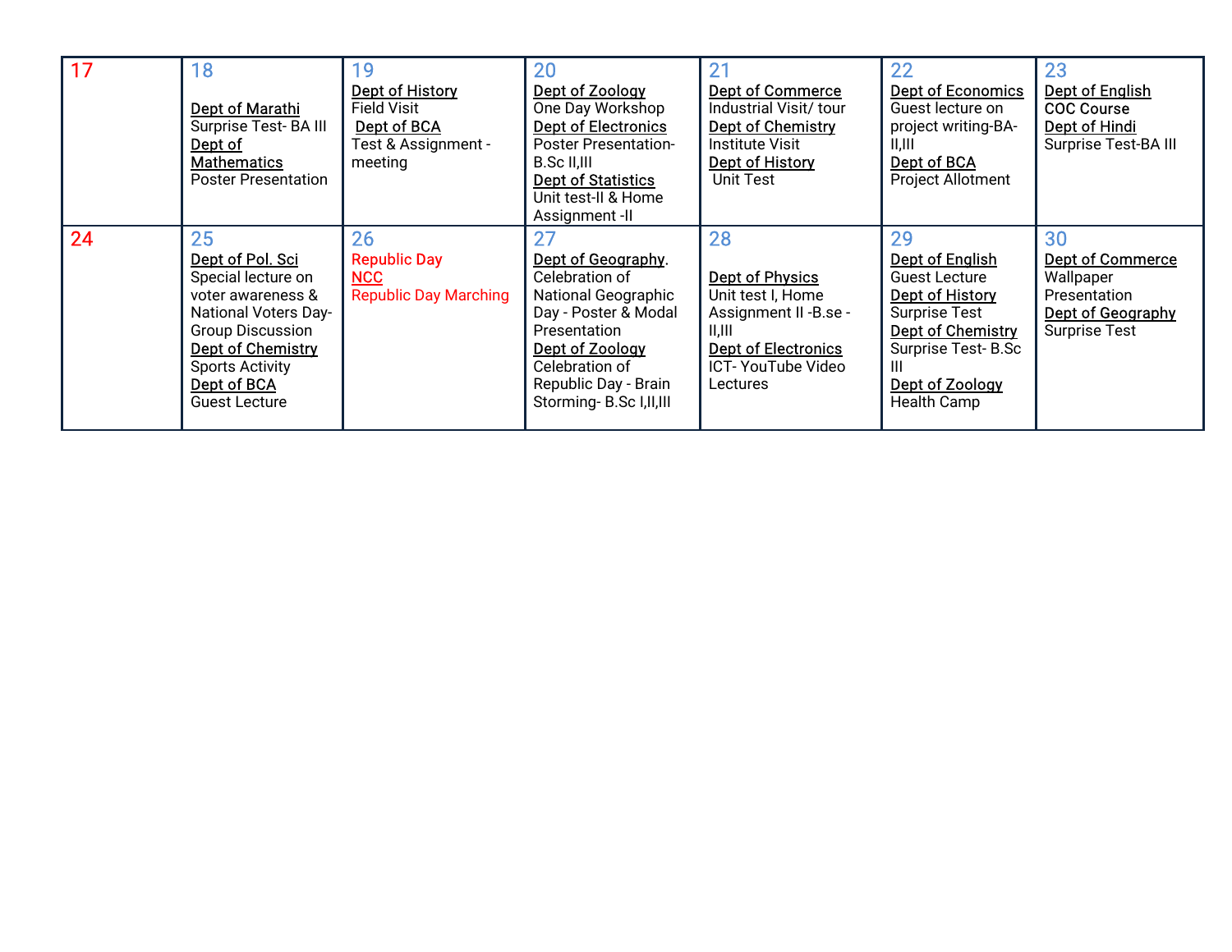| 17 | 18 | 19 | 20 | 21 | 22 | 23 |
|---|---|---|---|---|---|---|
| | Dept of Marathi<br>Surprise Test- BA III<br>Dept of Mathematics<br>Poster Presentation | Dept of History<br>Field Visit<br>Dept of BCA<br>Test & Assignment - meeting | Dept of Zoology<br>One Day Workshop<br>Dept of Electronics<br>Poster Presentation- B.Sc II,III<br>Dept of Statistics<br>Unit test-II & Home Assignment -II | Dept of Commerce<br>Industrial Visit/ tour<br>Dept of Chemistry<br>Institute Visit<br>Dept of History<br>Unit Test | Dept of Economics<br>Guest lecture on project writing-BA-II,III<br>Dept of BCA<br>Project Allotment | Dept of English<br>COC Course<br>Dept of Hindi<br>Surprise Test-BA III |
| **24** | **25** | **26** | **27** | **28** | **29** | **30** |
| | Dept of Pol. Sci<br>Special lecture on voter awareness & National Voters Day- Group Discussion<br>Dept of Chemistry<br>Sports Activity<br>Dept of BCA<br>Guest Lecture | Republic Day<br>NCC<br>Republic Day Marching | Dept of Geography.<br>Celebration of National Geographic Day - Poster & Modal Presentation<br>Dept of Zoology<br>Celebration of Republic Day - Brain Storming- B.Sc I,II,III | Dept of Physics<br>Unit test I, Home Assignment II -B.se -II,III<br>Dept of Electronics<br>ICT- YouTube Video Lectures | Dept of English<br>Guest Lecture<br>Dept of History<br>Surprise Test<br>Dept of Chemistry<br>Surprise Test- B.Sc III<br>Dept of Zoology<br>Health Camp | Dept of Commerce<br>Wallpaper Presentation<br>Dept of Geography<br>Surprise Test |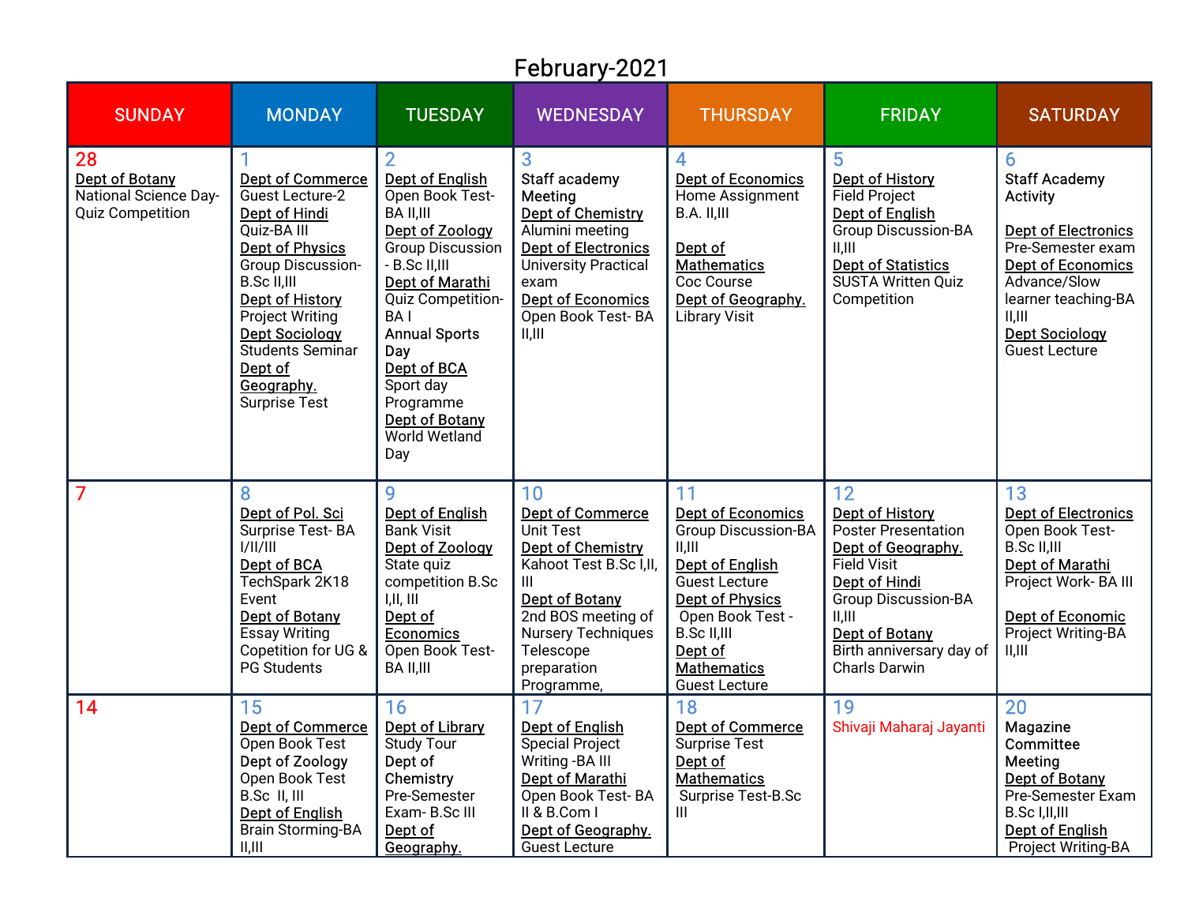# February-2021

| SUNDAY | MONDAY | TUESDAY | WEDNESDAY | THURSDAY | FRIDAY | SATURDAY |
|---|---|---|---|---|---|---|
| 28<br>Dept of Botany<br>National Science Day- Quiz Competition | 1<br>Dept of Commerce<br>Guest Lecture-2<br>Dept of Hindi<br>Quiz-BA III<br>Dept of Physics<br>Group Discussion- B.Sc II,III<br>Dept of History<br>Project Writing<br>Dept Sociology<br>Students Seminar<br>Dept of Geography.<br>Surprise Test | 2<br>Dept of English<br>Open Book Test- BA II,III<br>Dept of Zoology<br>Group Discussion - B.Sc II,III<br>Dept of Marathi<br>Quiz Competition- BA I<br>Annual Sports Day<br>Dept of BCA<br>Sport day Programme<br>Dept of Botany<br>World Wetland Day | 3<br>Staff academy Meeting<br>Dept of Chemistry<br>Alumini meeting<br>Dept of Electronics<br>University Practical exam<br>Dept of Economics<br>Open Book Test- BA II,III | 4<br>Dept of Economics<br>Home Assignment B.A. II,III<br><br>Dept of Mathematics<br>Coc Course<br>Dept of Geography.<br>Library Visit | 5<br>Dept of History<br>Field Project<br>Dept of English<br>Group Discussion-BA II,III<br>Dept of Statistics<br>SUSTA Written Quiz Competition | 6<br>Staff Academy Activity<br><br>Dept of Electronics<br>Pre-Semester exam<br>Dept of Economics<br>Advance/Slow learner teaching-BA II,III<br>Dept Sociology<br>Guest Lecture |
| 7 | 8<br>Dept of Pol. Sci<br>Surprise Test- BA I/II/III<br>Dept of BCA<br>TechSpark 2K18 Event<br>Dept of Botany<br>Essay Writing Copetition for UG & PG Students | 9<br>Dept of English<br>Bank Visit<br>Dept of Zoology<br>State quiz competition B.Sc I,II, III<br>Dept of Economics<br>Open Book Test- BA II,III | 10<br>Dept of Commerce<br>Unit Test<br>Dept of Chemistry<br>Kahoot Test B.Sc I,II, III<br>Dept of Botany<br>2nd BOS meeting of Nursery Techniques Telescope preparation Programme, | 11<br>Dept of Economics<br>Group Discussion-BA II,III<br>Dept of English<br>Guest Lecture<br>Dept of Physics<br>Open Book Test - B.Sc II,III<br>Dept of Mathematics<br>Guest Lecture | 12<br>Dept of History<br>Poster Presentation<br>Dept of Geography.<br>Field Visit<br>Dept of Hindi<br>Group Discussion-BA II,III<br>Dept of Botany<br>Birth anniversary day of Charls Darwin | 13<br>Dept of Electronics<br>Open Book Test- B.Sc II,III<br>Dept of Marathi<br>Project Work- BA III<br><br>Dept of Economic<br>Project Writing-BA II,III |
| 14 | 15<br>Dept of Commerce<br>Open Book Test<br>Dept of Zoology<br>Open Book Test B.Sc II, III<br>Dept of English<br>Brain Storming-BA II,III | 16<br>Dept of Library<br>Study Tour<br>Dept of Chemistry<br>Pre-Semester Exam- B.Sc III<br>Dept of Geography. | 17<br>Dept of English<br>Special Project Writing -BA III<br>Dept of Marathi<br>Open Book Test- BA II & B.Com I<br>Dept of Geography.<br>Guest Lecture | 18<br>Dept of Commerce<br>Surprise Test<br>Dept of Mathematics<br>Surprise Test-B.Sc III | 19<br>Shivaji Maharaj Jayanti | 20<br>Magazine Committee Meeting<br>Dept of Botany<br>Pre-Semester Exam B.Sc I,II,III<br>Dept of English<br>Project Writing-BA |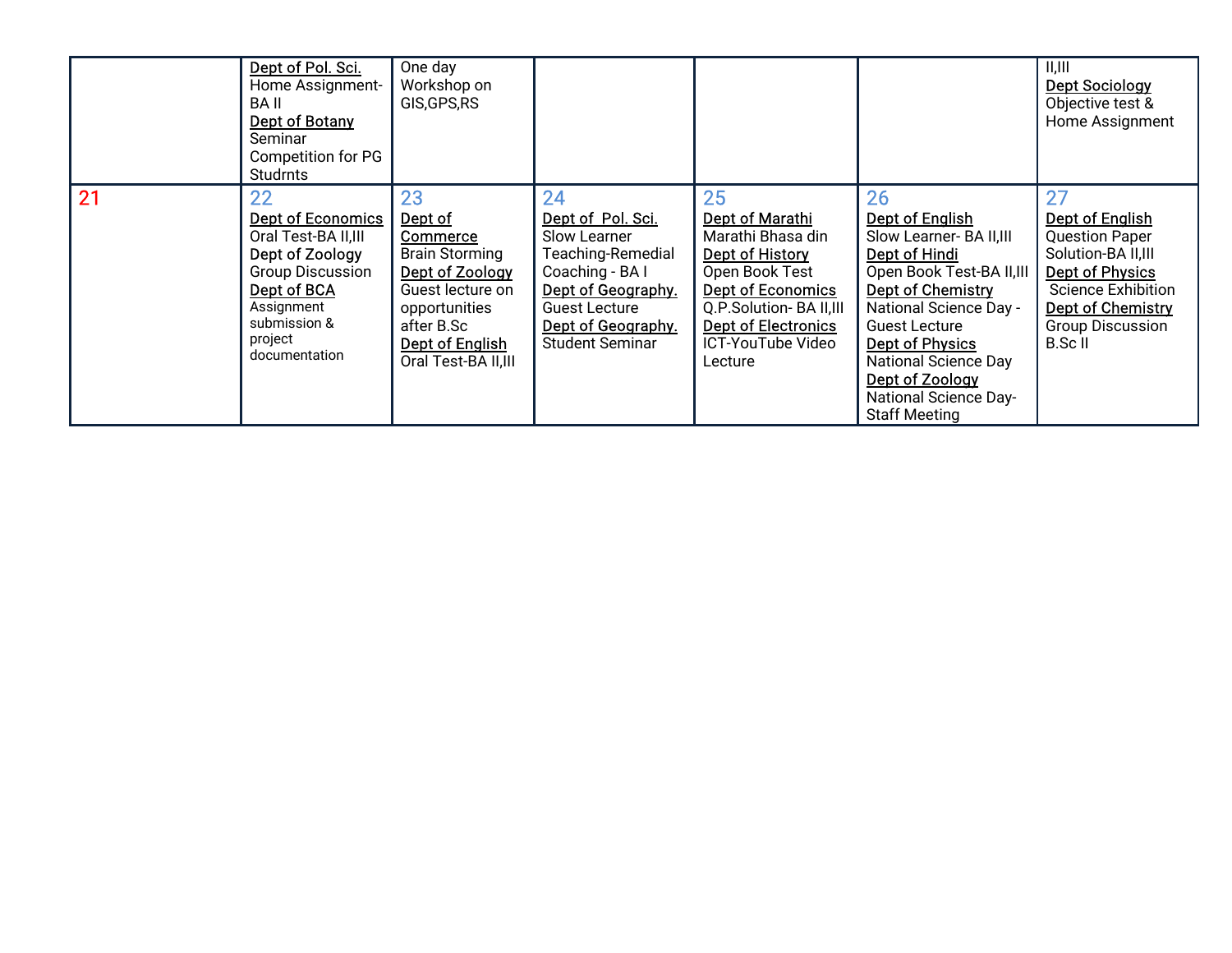|  |  |  |  |  |  |  |
|---|---|---|---|---|---|---|
|  | Dept of Pol. Sci. Home Assignment-BA II Dept of Botany Seminar Competition for PG Studrnts | One day Workshop on GIS,GPS,RS |  |  |  | II,III Dept Sociology Objective test & Home Assignment |
| 21 | 22 Dept of Economics Oral Test-BA II,III Dept of Zoology Group Discussion Dept of BCA Assignment submission & project documentation | 23 Dept of Commerce Brain Storming Dept of Zoology Guest lecture on opportunities after B.Sc Dept of English Oral Test-BA II,III | 24 Dept of Pol. Sci. Slow Learner Teaching-Remedial Coaching - BA I Dept of Geography. Guest Lecture Dept of Geography. Student Seminar | 25 Dept of Marathi Marathi Bhasa din Dept of History Open Book Test Dept of Economics Q.P.Solution- BA II,III Dept of Electronics ICT-YouTube Video Lecture | 26 Dept of English Slow Learner- BA II,III Dept of Hindi Open Book Test-BA II,III Dept of Chemistry National Science Day - Guest Lecture Dept of Physics National Science Day Dept of Zoology National Science Day-Staff Meeting | 27 Dept of English Question Paper Solution-BA II,III Dept of Physics Science Exhibition Dept of Chemistry Group Discussion B.Sc II |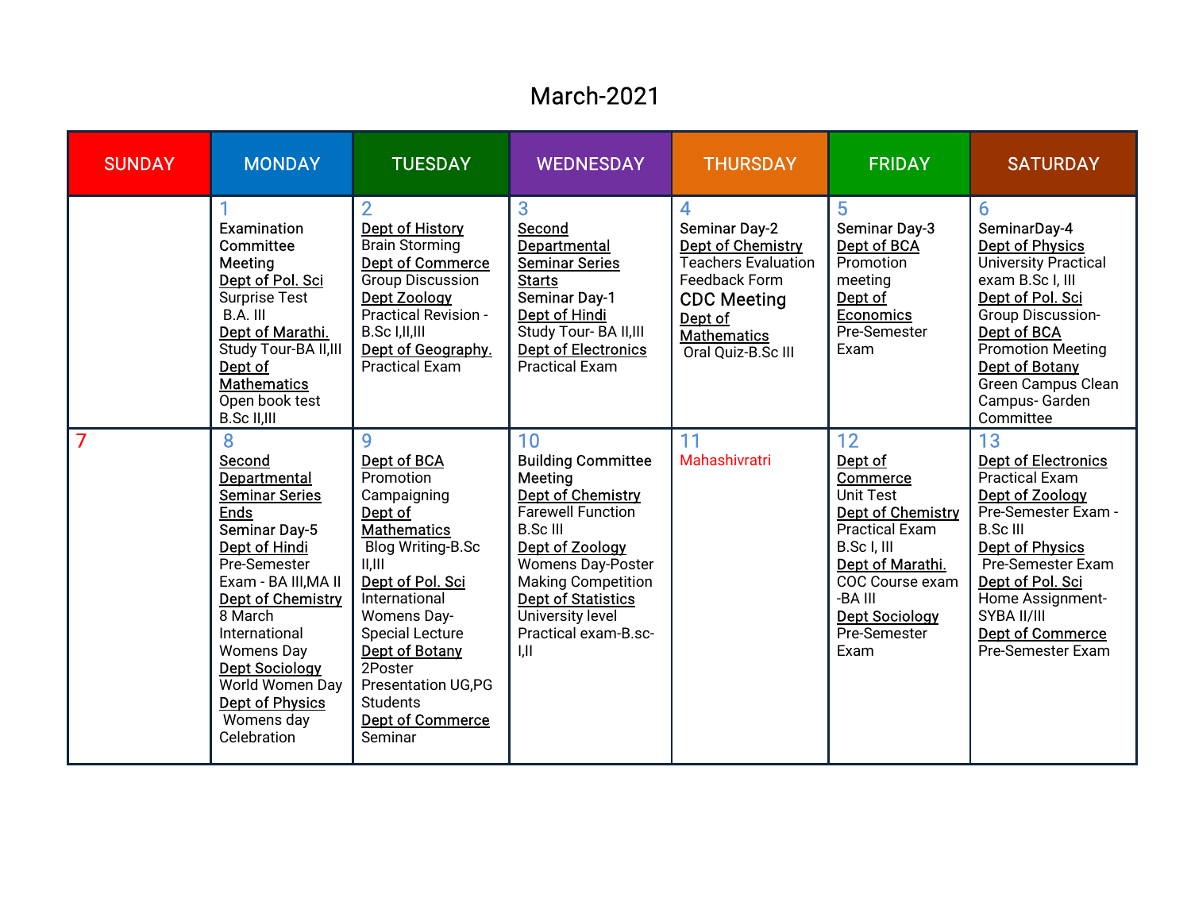# March-2021

| SUNDAY | MONDAY | TUESDAY | WEDNESDAY | THURSDAY | FRIDAY | SATURDAY |
|---|---|---|---|---|---|---|
| | 1<br>Examination Committee Meeting<br>Dept of Pol. Sci<br>Surprise Test B.A. III<br>Dept of Marathi.<br>Study Tour-BA II,III<br>Dept of Mathematics<br>Open book test B.Sc II,III | 2<br>Dept of History<br>Brain Storming<br>Dept of Commerce<br>Group Discussion<br>Dept Zoology<br>Practical Revision - B.Sc I,II,III<br>Dept of Geography.<br>Practical Exam | 3<br>Second Departmental Seminar Series Starts<br>Seminar Day-1<br>Dept of Hindi<br>Study Tour- BA II,III<br>Dept of Electronics<br>Practical Exam | 4<br>Seminar Day-2<br>Dept of Chemistry<br>Teachers Evaluation Feedback Form<br>CDC Meeting<br>Dept of Mathematics<br>Oral Quiz-B.Sc III | 5<br>Seminar Day-3<br>Dept of BCA<br>Promotion meeting<br>Dept of Economics<br>Pre-Semester Exam | 6<br>SeminarDay-4<br>Dept of Physics<br>University Practical exam B.Sc I, III<br>Dept of Pol. Sci<br>Group Discussion-<br>Dept of BCA<br>Promotion Meeting<br>Dept of Botany<br>Green Campus Clean Campus- Garden Committee |
| 7 | 8<br>Second Departmental Seminar Series Ends<br>Seminar Day-5<br>Dept of Hindi<br>Pre-Semester Exam - BA III,MA II<br>Dept of Chemistry<br>8 March International Womens Day<br>Dept Sociology<br>World Women Day<br>Dept of Physics<br>Womens day Celebration | 9<br>Dept of BCA<br>Promotion Campaigning<br>Dept of Mathematics<br>Blog Writing-B.Sc II,III<br>Dept of Pol. Sci<br>International Womens Day- Special Lecture<br>Dept of Botany<br>2Poster Presentation UG,PG Students<br>Dept of Commerce<br>Seminar | 10<br>Building Committee Meeting<br>Dept of Chemistry<br>Farewell Function B.Sc III<br>Dept of Zoology<br>Womens Day-Poster Making Competition<br>Dept of Statistics<br>University level Practical exam-B.sc-I,II | 11<br>Mahashivratri | 12<br>Dept of Commerce<br>Unit Test<br>Dept of Chemistry<br>Practical Exam B.Sc I, III<br>Dept of Marathi.<br>COC Course exam -BA III<br>Dept Sociology<br>Pre-Semester Exam | 13<br>Dept of Electronics<br>Practical Exam<br>Dept of Zoology<br>Pre-Semester Exam - B.Sc III<br>Dept of Physics<br>Pre-Semester Exam<br>Dept of Pol. Sci<br>Home Assignment- SYBA II/III<br>Dept of Commerce<br>Pre-Semester Exam |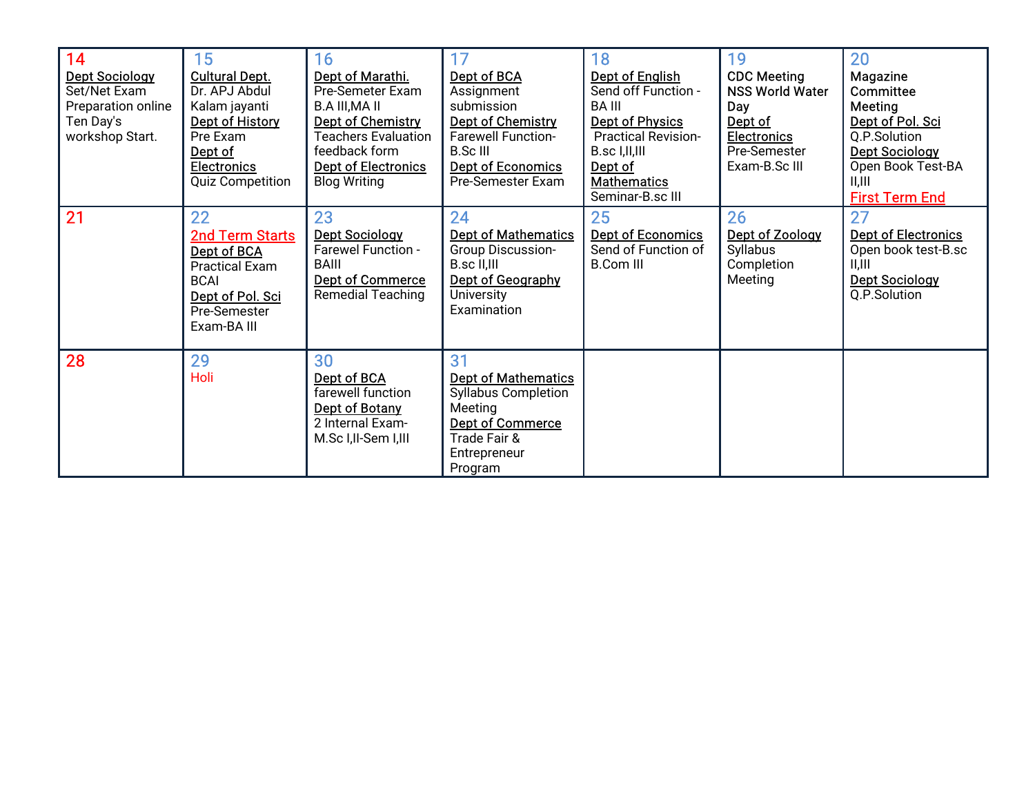| 14 | 15 | 16 | 17 | 18 | 19 | 20 |
|---|---|---|---|---|---|---|
| 14<br>Dept Sociology<br>Set/Net Exam Preparation online Ten Day's workshop Start. | 15<br>Cultural Dept.<br>Dr. APJ Abdul Kalam jayanti<br>Dept of History<br>Pre Exam<br>Dept of Electronics<br>Quiz Competition | 16<br>Dept of Marathi.<br>Pre-Semeter Exam B.A III,MA II<br>Dept of Chemistry<br>Teachers Evaluation feedback form<br>Dept of Electronics<br>Blog Writing | 17<br>Dept of BCA<br>Assignment submission<br>Dept of Chemistry<br>Farewell Function-B.Sc III<br>Dept of Economics<br>Pre-Semester Exam | 18<br>Dept of English<br>Send off Function - BA III<br>Dept of Physics<br>Practical Revision-B.sc I,II,III<br>Dept of Mathematics<br>Seminar-B.sc III | 19<br>CDC Meeting<br>NSS World Water Day<br>Dept of Electronics<br>Pre-Semester Exam-B.Sc III | 20<br>Magazine Committee Meeting<br>Dept of Pol. Sci<br>Q.P.Solution<br>Dept Sociology<br>Open Book Test-BA II,III<br>First Term End |
| 21 | 22<br>2nd Term Starts<br>Dept of BCA<br>Practical Exam BCAI<br>Dept of Pol. Sci<br>Pre-Semester Exam-BA III | 23<br>Dept Sociology<br>Farewel Function - BAIII<br>Dept of Commerce<br>Remedial Teaching | 24<br>Dept of Mathematics<br>Group Discussion-B.sc II,III<br>Dept of Geography<br>University Examination | 25<br>Dept of Economics<br>Send of Function of B.Com III | 26<br>Dept of Zoology<br>Syllabus Completion Meeting | 27<br>Dept of Electronics<br>Open book test-B.sc II,III<br>Dept Sociology<br>Q.P.Solution |
| 28 | 29<br>Holi | 30<br>Dept of BCA<br>farewell function<br>Dept of Botany<br>2 Internal Exam-M.Sc I,II-Sem I,III | 31<br>Dept of Mathematics<br>Syllabus Completion Meeting<br>Dept of Commerce<br>Trade Fair & Entrepreneur Program | | | |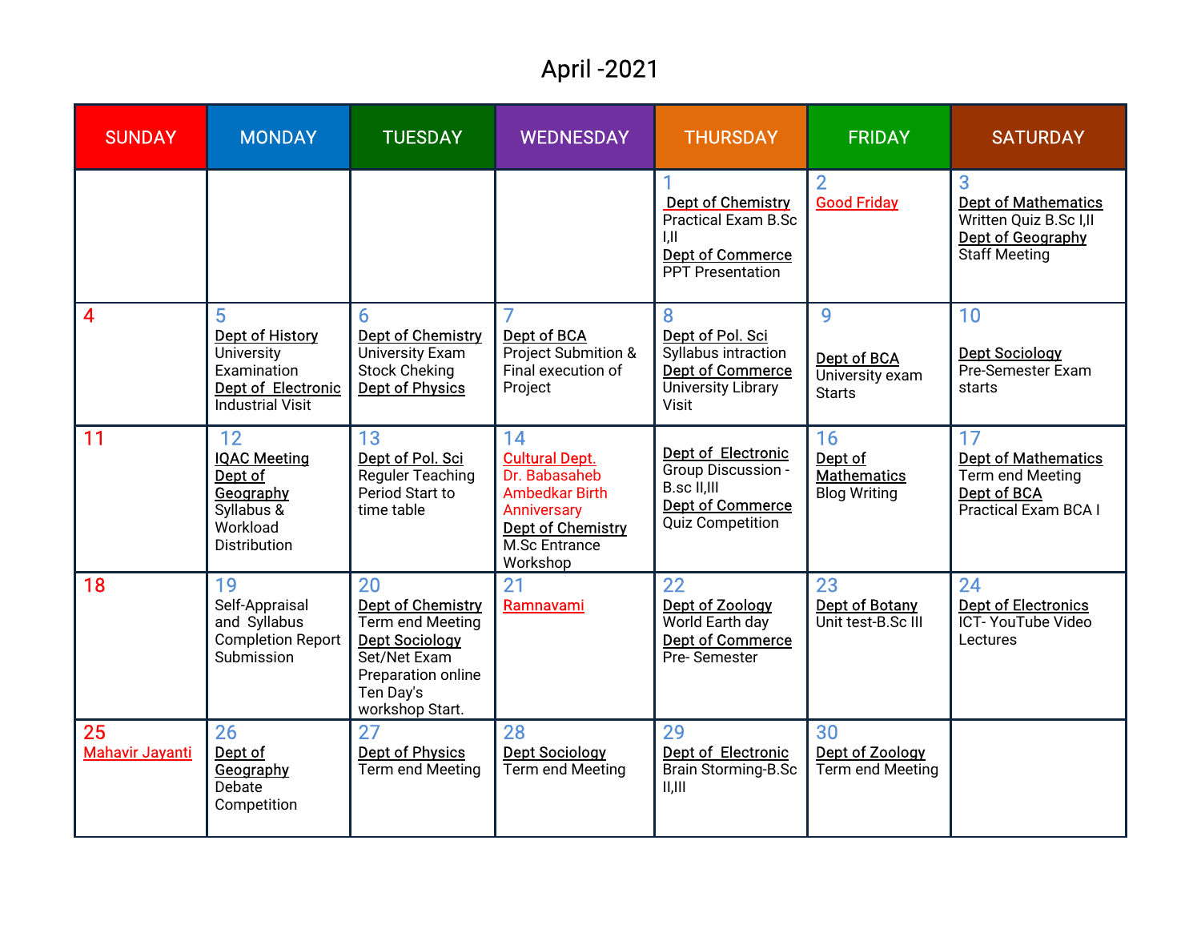# April -2021

| SUNDAY | MONDAY | TUESDAY | WEDNESDAY | THURSDAY | FRIDAY | SATURDAY |
|---|---|---|---|---|---|---|
| | | | | 1 Dept of Chemistry Practical Exam B.Sc I,II Dept of Commerce PPT Presentation | 2 Good Friday | 3 Dept of Mathematics Written Quiz B.Sc I,II Dept of Geography Staff Meeting |
| 4 | 5 Dept of History University Examination Dept of Electronic Industrial Visit | 6 Dept of Chemistry University Exam Stock Cheking Dept of Physics | 7 Dept of BCA Project Submition & Final execution of Project | 8 Dept of Pol. Sci Syllabus intraction Dept of Commerce University Library Visit | 9 Dept of BCA University exam Starts | 10 Dept Sociology Pre-Semester Exam starts |
| 11 | 12 IQAC Meeting Dept of Geography Syllabus & Workload Distribution | 13 Dept of Pol. Sci Reguler Teaching Period Start to time table | 14 Cultural Dept. Dr. Babasaheb Ambedkar Birth Anniversary Dept of Chemistry M.Sc Entrance Workshop | Dept of Electronic Group Discussion -B.sc II,III Dept of Commerce Quiz Competition | 16 Dept of Mathematics Blog Writing | 17 Dept of Mathematics Term end Meeting Dept of BCA Practical Exam BCA I |
| 18 | 19 Self-Appraisal and Syllabus Completion Report Submission | 20 Dept of Chemistry Term end Meeting Dept Sociology Set/Net Exam Preparation online Ten Day's workshop Start. | 21 Ramnavami | 22 Dept of Zoology World Earth day Dept of Commerce Pre- Semester | 23 Dept of Botany Unit test-B.Sc III | 24 Dept of Electronics ICT- YouTube Video Lectures |
| 25 Mahavir Jayanti | 26 Dept of Geography Debate Competition | 27 Dept of Physics Term end Meeting | 28 Dept Sociology Term end Meeting | 29 Dept of Electronic Brain Storming-B.Sc II,III | 30 Dept of Zoology Term end Meeting | |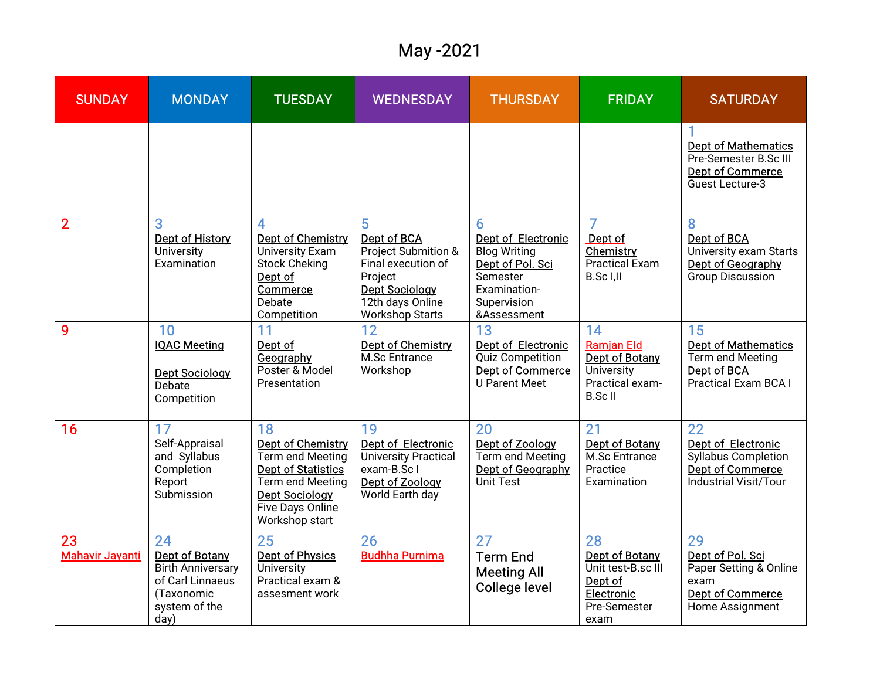# May -2021

| SUNDAY | MONDAY | TUESDAY | WEDNESDAY | THURSDAY | FRIDAY | SATURDAY |
|---|---|---|---|---|---|---|
| | | | | | | 1 Dept of Mathematics Pre-Semester B.Sc III Dept of Commerce Guest Lecture-3 |
| 2 | 3 Dept of History University Examination | 4 Dept of Chemistry University Exam Stock Cheking Dept of Commerce Debate Competition | 5 Dept of BCA Project Submition & Final execution of Project Dept Sociology 12th days Online Workshop Starts | 6 Dept of Electronic Blog Writing Dept of Pol. Sci Semester Examination-Supervision &Assessment | 7 Dept of Chemistry Practical Exam B.Sc I,II | 8 Dept of BCA University exam Starts Dept of Geography Group Discussion |
| 9 | 10 IQAC Meeting Dept Sociology Debate Competition | 11 Dept of Geography Poster & Model Presentation | 12 Dept of Chemistry M.Sc Entrance Workshop | 13 Dept of Electronic Quiz Competition Dept of Commerce U Parent Meet | 14 Ramjan EId Dept of Botany University Practical exam-B.Sc II | 15 Dept of Mathematics Term end Meeting Dept of BCA Practical Exam BCA I |
| 16 | 17 Self-Appraisal and Syllabus Completion Report Submission | 18 Dept of Chemistry Term end Meeting Dept of Statistics Term end Meeting Dept Sociology Five Days Online Workshop start | 19 Dept of Electronic University Practical exam-B.Sc I Dept of Zoology World Earth day | 20 Dept of Zoology Term end Meeting Dept of Geography Unit Test | 21 Dept of Botany M.Sc Entrance Practice Examination | 22 Dept of Electronic Syllabus Completion Dept of Commerce Industrial Visit/Tour |
| 23 Mahavir Jayanti | 24 Dept of Botany Birth Anniversary of Carl Linnaeus (Taxonomic system of the day) | 25 Dept of Physics University Practical exam & assesment work | 26 Budhha Purnima | 27 Term End Meeting All College level | 28 Dept of Botany Unit test-B.sc III Dept of Electronic Pre-Semester exam | 29 Dept of Pol. Sci Paper Setting & Online exam Dept of Commerce Home Assignment |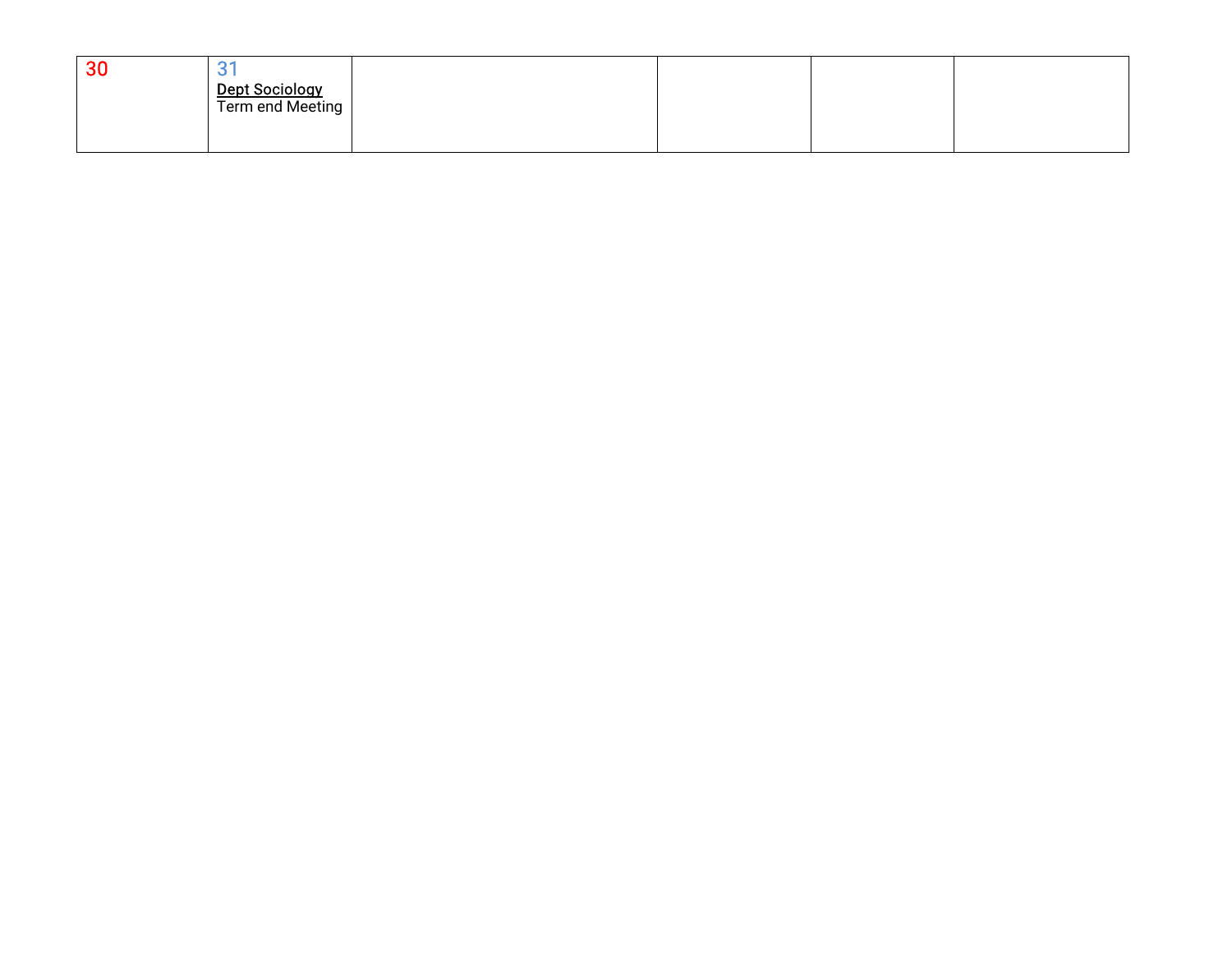| 30 | 31<br>Dept Sociology<br>Term end Meeting | | | | |
|---|---|---|---|---|---|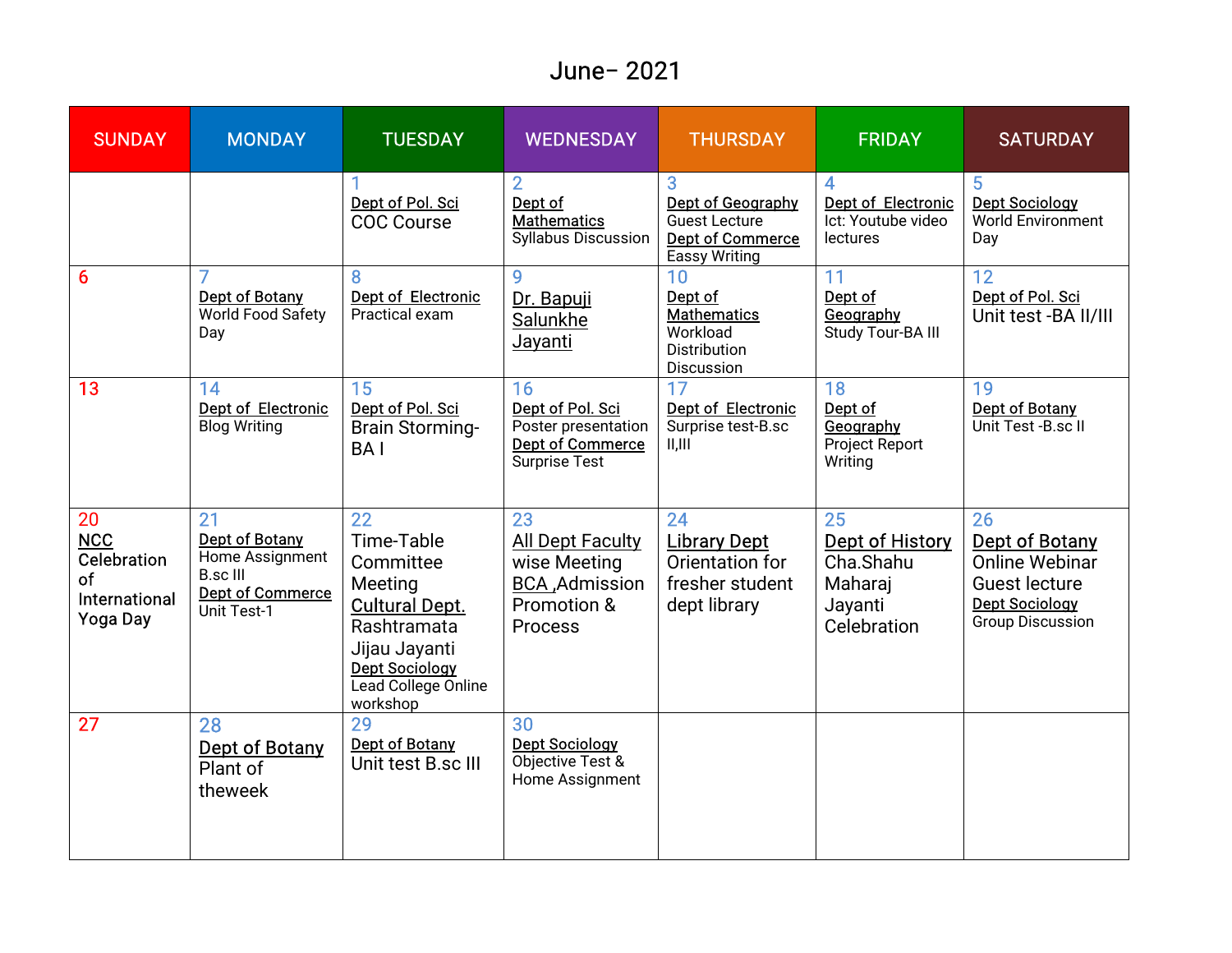# June– 2021

| SUNDAY | MONDAY | TUESDAY | WEDNESDAY | THURSDAY | FRIDAY | SATURDAY |
|---|---|---|---|---|---|---|
| | | 1<br>Dept of Pol. Sci<br>COC Course | 2<br>Dept of Mathematics<br>Syllabus Discussion | 3<br>Dept of Geography<br>Guest Lecture<br>Dept of Commerce<br>Eassy Writing | 4<br>Dept of Electronic<br>Ict: Youtube video lectures | 5<br>Dept Sociology<br>World Environment Day |
| 6 | 7<br>Dept of Botany<br>World Food Safety Day | 8<br>Dept of Electronic<br>Practical exam | 9<br>Dr. Bapuji Salunkhe Jayanti | 10<br>Dept of Mathematics<br>Workload Distribution Discussion | 11<br>Dept of Geography<br>Study Tour-BA III | 12<br>Dept of Pol. Sci<br>Unit test -BA II/III |
| 13 | 14<br>Dept of Electronic<br>Blog Writing | 15<br>Dept of Pol. Sci<br>Brain Storming-BA I | 16<br>Dept of Pol. Sci<br>Poster presentation<br>Dept of Commerce<br>Surprise Test | 17<br>Dept of Electronic<br>Surprise test-B.sc II,III | 18<br>Dept of Geography<br>Project Report Writing | 19<br>Dept of Botany<br>Unit Test -B.sc II |
| 20<br>NCC<br>Celebration of International Yoga Day | 21<br>Dept of Botany<br>Home Assignment B.sc III<br>Dept of Commerce<br>Unit Test-1 | 22<br>Time-Table Committee Meeting<br>Cultural Dept.<br>Rashtramata Jijau Jayanti<br>Dept Sociology<br>Lead College Online workshop | 23<br>All Dept Faculty wise Meeting<br>BCA ,Admission Promotion & Process | 24<br>Library Dept<br>Orientation for fresher student dept library | 25<br>Dept of History<br>Cha.Shahu Maharaj Jayanti Celebration | 26<br>Dept of Botany<br>Online Webinar Guest lecture<br>Dept Sociology<br>Group Discussion |
| 27 | 28<br>Dept of Botany<br>Plant of theweek | 29<br>Dept of Botany<br>Unit test B.sc III | 30<br>Dept Sociology<br>Objective Test & Home Assignment | | | |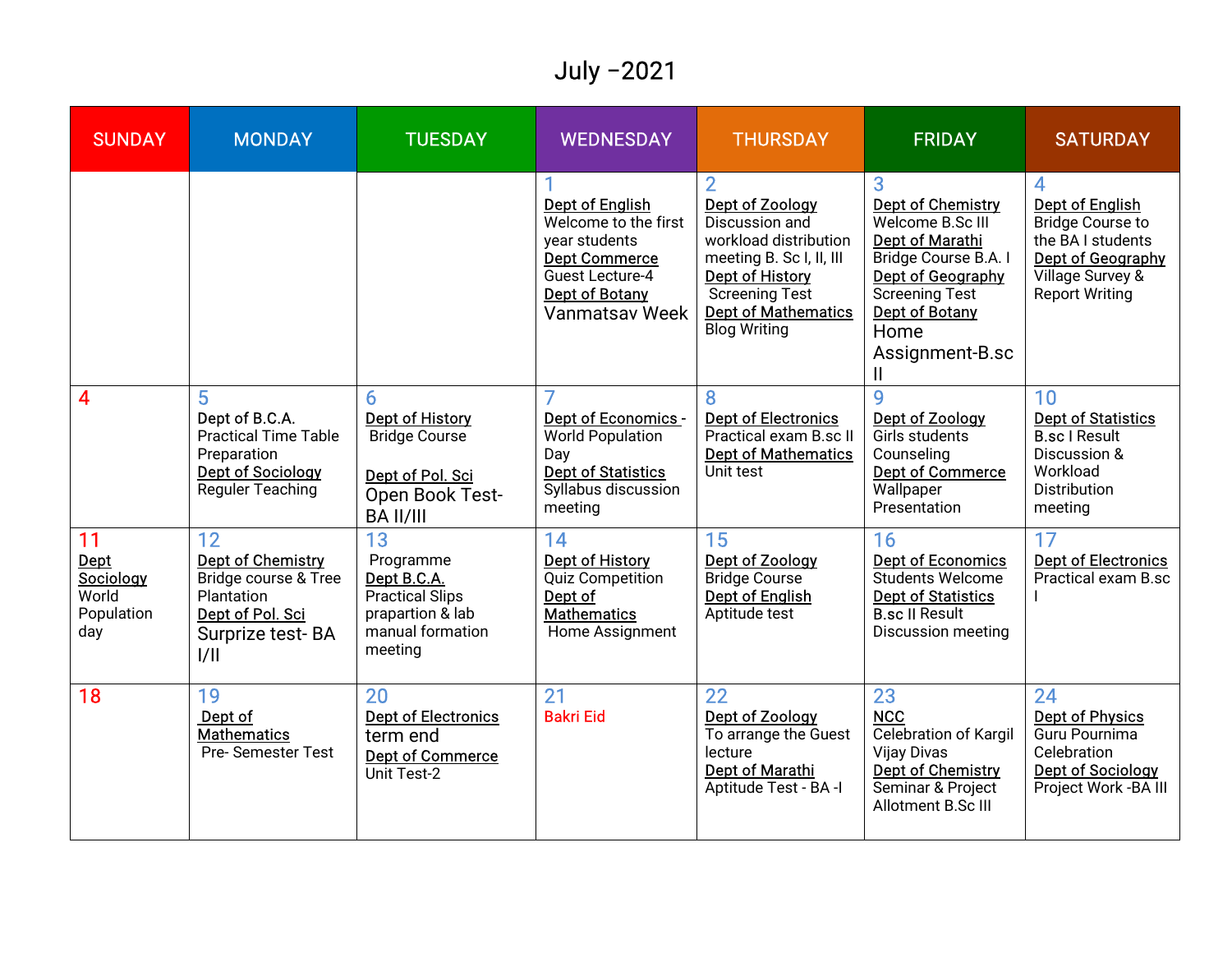# July –2021

| SUNDAY | MONDAY | TUESDAY | WEDNESDAY | THURSDAY | FRIDAY | SATURDAY |
|---|---|---|---|---|---|---|
| | | | 1 Dept of English Welcome to the first year students Dept Commerce Guest Lecture-4 Dept of Botany Vanmatsav Week | 2 Dept of Zoology Discussion and workload distribution meeting B. Sc I, II, III Dept of History Screening Test Dept of Mathematics Blog Writing | 3 Dept of Chemistry Welcome B.Sc III Dept of Marathi Bridge Course B.A. I Dept of Geography Screening Test Dept of Botany Home Assignment-B.sc II | 4 Dept of English Bridge Course to the BA I students Dept of Geography Village Survey & Report Writing |
| 4 | 5 Dept of B.C.A. Practical Time Table Preparation Dept of Sociology Reguler Teaching | 6 Dept of History Bridge Course Dept of Pol. Sci Open Book Test-BA II/III | 7 Dept of Economics - World Population Day Dept of Statistics Syllabus discussion meeting | 8 Dept of Electronics Practical exam B.sc II Dept of Mathematics Unit test | 9 Dept of Zoology Girls students Counseling Dept of Commerce Wallpaper Presentation | 10 Dept of Statistics B.sc I Result Discussion & Workload Distribution meeting |
| 11 Dept Sociology World Population day | 12 Dept of Chemistry Bridge course & Tree Plantation Dept of Pol. Sci Surprize test- BA I/II | 13 Programme Dept B.C.A. Practical Slips prapartion & lab manual formation meeting | 14 Dept of History Quiz Competition Dept of Mathematics Home Assignment | 15 Dept of Zoology Bridge Course Dept of English Aptitude test | 16 Dept of Economics Students Welcome Dept of Statistics B.sc II Result Discussion meeting | 17 Dept of Electronics Practical exam B.sc I |
| 18 | 19 Dept of Mathematics Pre- Semester Test | 20 Dept of Electronics term end Dept of Commerce Unit Test-2 | 21 Bakri Eid | 22 Dept of Zoology To arrange the Guest lecture Dept of Marathi Aptitude Test - BA -I | 23 NCC Celebration of Kargil Vijay Divas Dept of Chemistry Seminar & Project Allotment B.Sc III | 24 Dept of Physics Guru Pournima Celebration Dept of Sociology Project Work -BA III |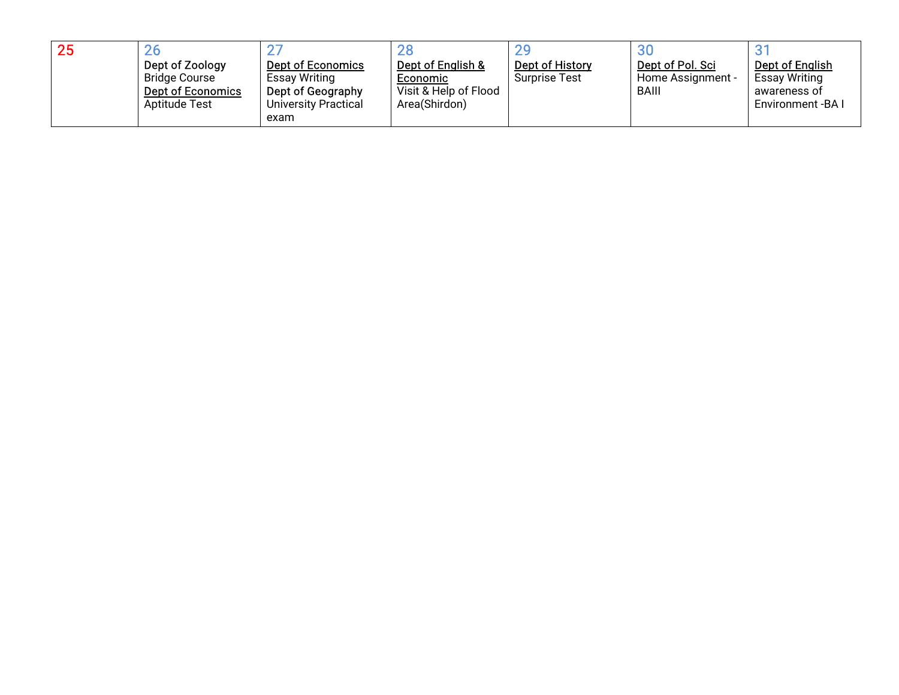| 25 | 26 | 27 | 28 | 29 | 30 | 31 |
|---|---|---|---|---|---|---|
| | Dept of Zoology<br>Bridge Course<br>Dept of Economics<br>Aptitude Test | Dept of Economics<br>Essay Writing<br>Dept of Geography<br>University Practical exam | Dept of English & Economic<br>Visit & Help of Flood Area(Shirdon) | Dept of History<br>Surprise Test | Dept of Pol. Sci<br>Home Assignment - BAIII | Dept of English<br>Essay Writing awareness of Environment -BA I |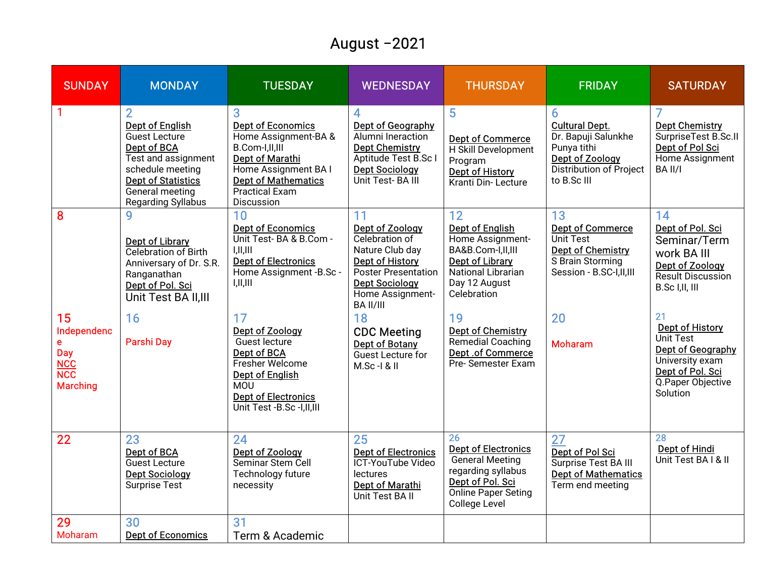# August –2021

| SUNDAY | MONDAY | TUESDAY | WEDNESDAY | THURSDAY | FRIDAY | SATURDAY |
|---|---|---|---|---|---|---|
| 1 | 2<br>Dept of English<br>Guest Lecture<br>Dept of BCA<br>Test and assignment schedule meeting<br>Dept of Statistics<br>General meeting Regarding Syllabus | 3<br>Dept of Economics<br>Home Assignment-BA & B.Com-I,II,III<br>Dept of Marathi<br>Home Assignment BA I<br>Dept of Mathematics<br>Practical Exam Discussion | 4<br>Dept of Geography<br>Alumni Ineraction<br>Dept Chemistry<br>Aptitude Test B.Sc I<br>Dept Sociology<br>Unit Test- BA III | 5<br>Dept of Commerce<br>H Skill Development Program<br>Dept of History<br>Kranti Din- Lecture | 6<br>Cultural Dept.<br>Dr. Bapuji Salunkhe Punya tithi<br>Dept of Zoology<br>Distribution of Project to B.Sc III | 7<br>Dept Chemistry<br>SurpriseTest B.Sc.II<br>Dept of Pol Sci<br>Home Assignment BA II/I |
| 8 | 9<br>Dept of Library<br>Celebration of Birth Anniversary of Dr. S.R. Ranganathan<br>Dept of Pol. Sci<br>Unit Test BA II,III | 10<br>Dept of Economics<br>Unit Test- BA & B.Com -I,II,III<br>Dept of Electronics<br>Home Assignment -B.Sc -I,II,III | 11<br>Dept of Zoology<br>Celebration of Nature Club day<br>Dept of History<br>Poster Presentation<br>Dept Sociology<br>Home Assignment- BA II/III | 12<br>Dept of English<br>Home Assignment- BA&B.Com-I,II,III<br>Dept of Library<br>National Librarian Day 12 August Celebration | 13<br>Dept of Commerce<br>Unit Test<br>Dept of Chemistry<br>S Brain Storming Session - B.SC-I,II,III | 14<br>Dept of Pol. Sci<br>Seminar/Term work BA III<br>Dept of Zoology<br>Result Discussion B.Sc I,II, III |
| 15<br>Independence Day<br>NCC<br>NCC Marching | 16<br>Parshi Day | 17<br>Dept of Zoology<br>Guest lecture<br>Dept of BCA<br>Fresher Welcome<br>Dept of English<br>MOU<br>Dept of Electronics<br>Unit Test -B.Sc -I,II,III | 18<br>CDC Meeting<br>Dept of Botany<br>Guest Lecture for M.Sc -I & II | 19<br>Dept of Chemistry<br>Remedial Coaching<br>Dept .of Commerce<br>Pre- Semester Exam | 20<br>Moharam | 21<br>Dept of History<br>Unit Test<br>Dept of Geography<br>University exam<br>Dept of Pol. Sci<br>Q.Paper Objective Solution |
| 22 | 23<br>Dept of BCA<br>Guest Lecture<br>Dept Sociology<br>Surprise Test | 24<br>Dept of Zoology<br>Seminar Stem Cell Technology future necessity | 25<br>Dept of Electronics<br>ICT-YouTube Video lectures<br>Dept of Marathi<br>Unit Test BA II | 26<br>Dept of Electronics<br>General Meeting regarding syllabus<br>Dept of Pol. Sci<br>Online Paper Seting College Level | 27<br>Dept of Pol Sci<br>Surprise Test BA III<br>Dept of Mathematics<br>Term end meeting | 28<br>Dept of Hindi<br>Unit Test BA I & II |
| 29<br>Moharam | 30<br>Dept of Economics | 31<br>Term & Academic | | | | |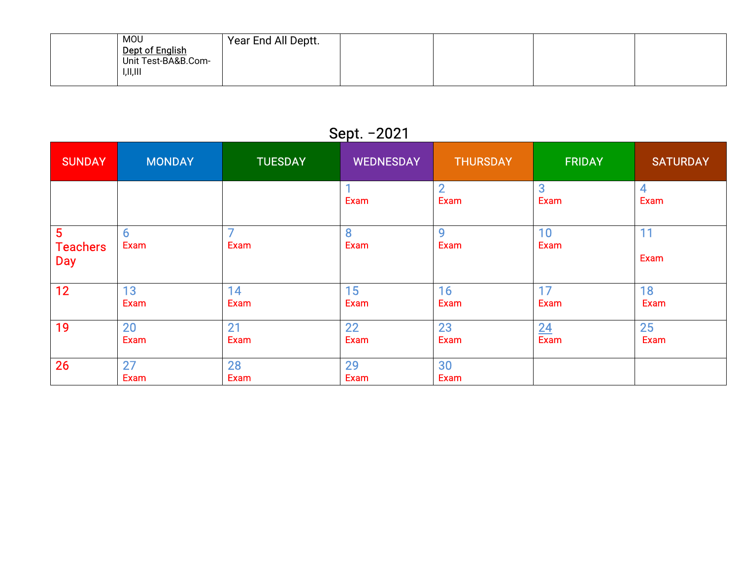| | | | | | | |
|---|---|---|---|---|---|---|
| | MOU Dept of English Unit Test-BA&B.Com-I,II,III | Year End All Deptt. | | | | |

## Sept. –2021

| SUNDAY | MONDAY | TUESDAY | WEDNESDAY | THURSDAY | FRIDAY | SATURDAY |
|---|---|---|---|---|---|---|
| | | | 1 Exam | 2 Exam | 3 Exam | 4 Exam |
| 5 Teachers Day | 6 Exam | 7 Exam | 8 Exam | 9 Exam | 10 Exam | 11 Exam |
| 12 | 13 Exam | 14 Exam | 15 Exam | 16 Exam | 17 Exam | 18 Exam |
| 19 | 20 Exam | 21 Exam | 22 Exam | 23 Exam | 24 Exam | 25 Exam |
| 26 | 27 Exam | 28 Exam | 29 Exam | 30 Exam | | |